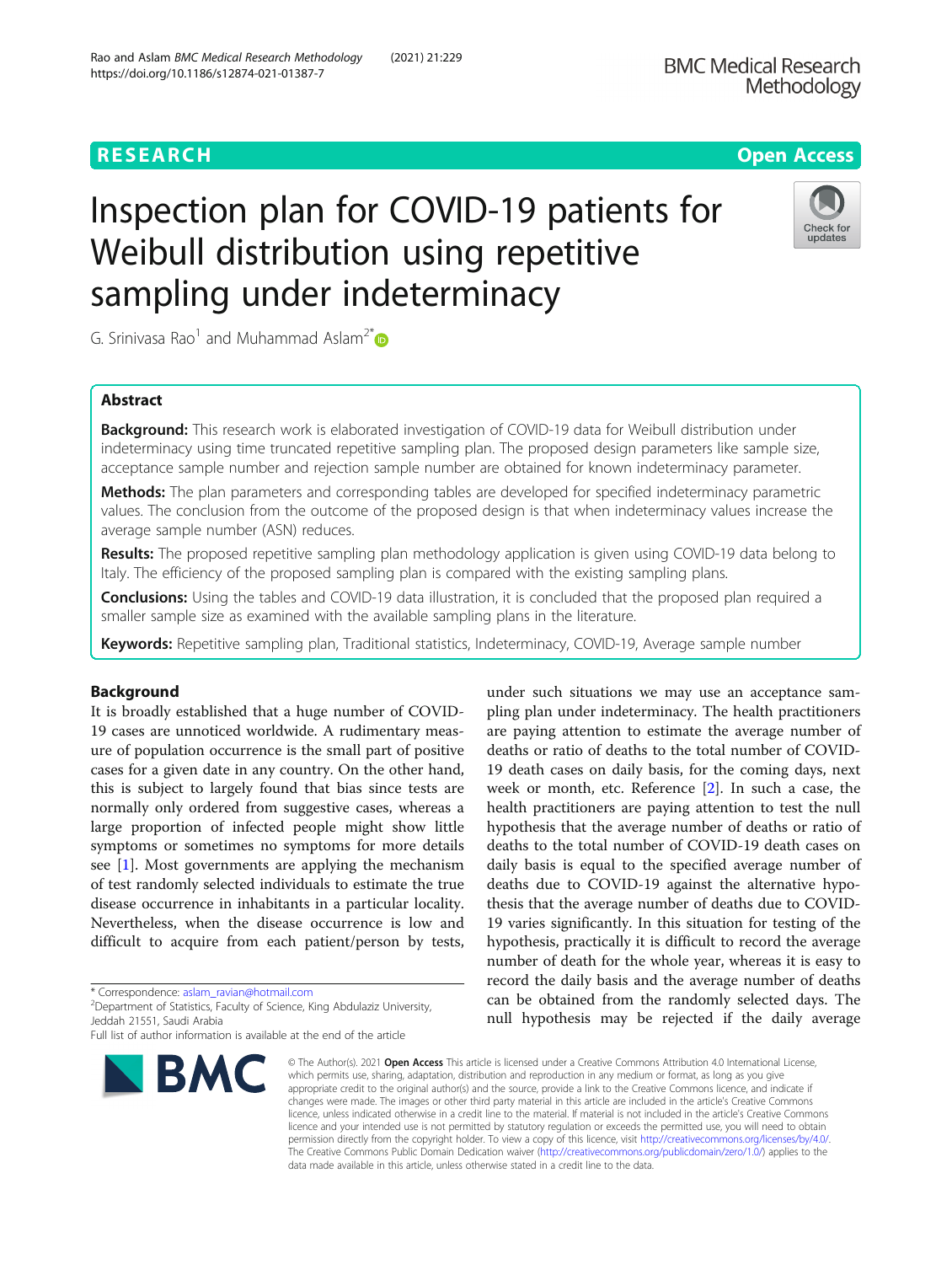RESEARCH Open Access

# Inspection plan for COVID-19 patients for Weibull distribution using repetitive sampling under indeterminacy

G. Srinivasa Rao[1] and Muhammad Aslam[2*]

## Abstract

**Background:** This research work is elaborated investigation of COVID-19 data for Weibull distribution under indeterminacy using time truncated repetitive sampling plan. The proposed design parameters like sample size, acceptance sample number and rejection sample number are obtained for known indeterminacy parameter.

**Methods:** The plan parameters and corresponding tables are developed for specified indeterminacy parametric values. The conclusion from the outcome of the proposed design is that when indeterminacy values increase the average sample number (ASN) reduces.

**Results:** The proposed repetitive sampling plan methodology application is given using COVID-19 data belong to Italy. The efficiency of the proposed sampling plan is compared with the existing sampling plans.

**Conclusions:** Using the tables and COVID-19 data illustration, it is concluded that the proposed plan required a smaller sample size as examined with the available sampling plans in the literature.

**Keywords:** Repetitive sampling plan, Traditional statistics, Indeterminacy, COVID-19, Average sample number

## Background

It is broadly established that a huge number of COVID-19 cases are unnoticed worldwide. A rudimentary measure of population occurrence is the small part of positive cases for a given date in any country. On the other hand, this is subject to largely found that bias since tests are normally only ordered from suggestive cases, whereas a large proportion of infected people might show little symptoms or sometimes no symptoms for more details see [1]. Most governments are applying the mechanism of test randomly selected individuals to estimate the true disease occurrence in inhabitants in a particular locality. Nevertheless, when the disease occurrence is low and difficult to acquire from each patient/person by tests, under such situations we may use an acceptance sampling plan under indeterminacy. The health practitioners are paying attention to estimate the average number of deaths or ratio of deaths to the total number of COVID-19 death cases on daily basis, for the coming days, next week or month, etc. Reference [2]. In such a case, the health practitioners are paying attention to test the null hypothesis that the average number of deaths or ratio of deaths to the total number of COVID-19 death cases on daily basis is equal to the specified average number of deaths due to COVID-19 against the alternative hypothesis that the average number of deaths due to COVID-19 varies significantly. In this situation for testing of the hypothesis, practically it is difficult to record the average number of death for the whole year, whereas it is easy to record the daily basis and the average number of deaths can be obtained from the randomly selected days. The null hypothesis may be rejected if the daily average

---

* Correspondence: aslam_ravian@hotmail.com
[2]Department of Statistics, Faculty of Science, King Abdulaziz University, Jeddah 21551, Saudi Arabia
Full list of author information is available at the end of the article

© The Author(s). 2021 **Open Access** This article is licensed under a Creative Commons Attribution 4.0 International License, which permits use, sharing, adaptation, distribution and reproduction in any medium or format, as long as you give appropriate credit to the original author(s) and the source, provide a link to the Creative Commons licence, and indicate if changes were made. The images or other third party material in this article are included in the article's Creative Commons licence, unless indicated otherwise in a credit line to the material. If material is not included in the article's Creative Commons licence and your intended use is not permitted by statutory regulation or exceeds the permitted use, you will need to obtain permission directly from the copyright holder. To view a copy of this licence, visit http://creativecommons.org/licenses/by/4.0/. The Creative Commons Public Domain Dedication waiver (http://creativecommons.org/publicdomain/zero/1.0/) applies to the data made available in this article, unless otherwise stated in a credit line to the data.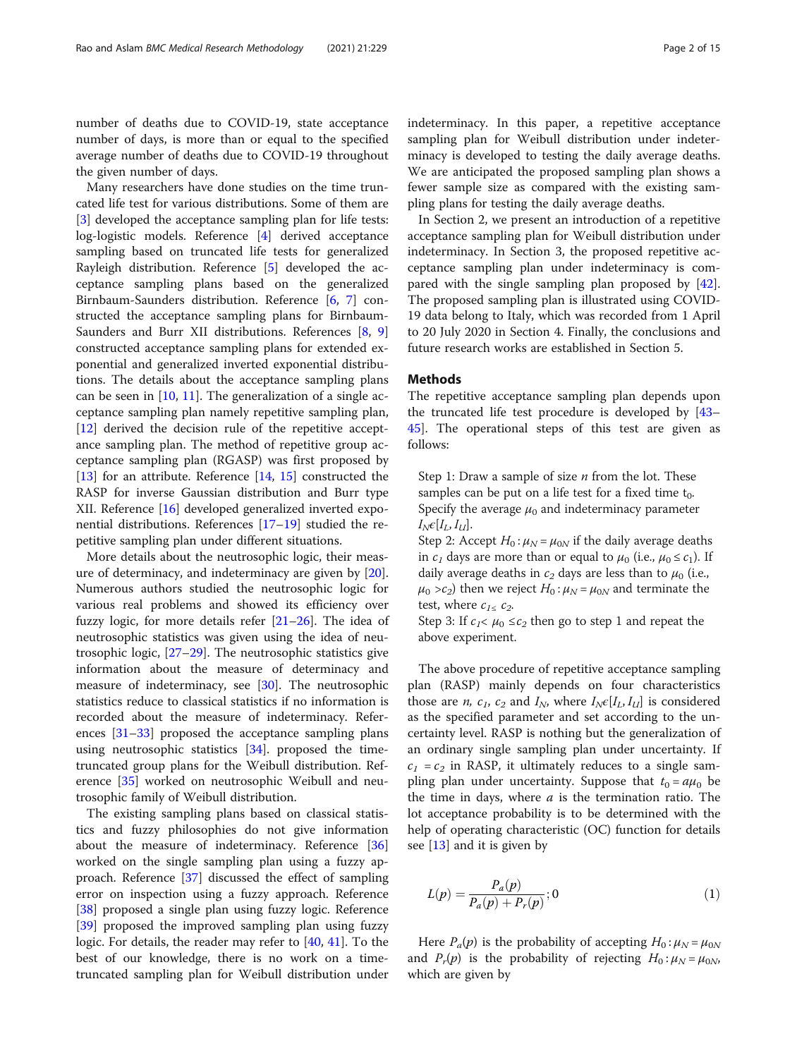number of deaths due to COVID-19, state acceptance number of days, is more than or equal to the specified average number of deaths due to COVID-19 throughout the given number of days.

Many researchers have done studies on the time truncated life test for various distributions. Some of them are [3] developed the acceptance sampling plan for life tests: log-logistic models. Reference [4] derived acceptance sampling based on truncated life tests for generalized Rayleigh distribution. Reference [5] developed the acceptance sampling plans based on the generalized Birnbaum-Saunders distribution. Reference [6, 7] constructed the acceptance sampling plans for Birnbaum-Saunders and Burr XII distributions. References [8, 9] constructed acceptance sampling plans for extended exponential and generalized inverted exponential distributions. The details about the acceptance sampling plans can be seen in [10, 11]. The generalization of a single acceptance sampling plan namely repetitive sampling plan, [12] derived the decision rule of the repetitive acceptance sampling plan. The method of repetitive group acceptance sampling plan (RGASP) was first proposed by [13] for an attribute. Reference [14, 15] constructed the RASP for inverse Gaussian distribution and Burr type XII. Reference [16] developed generalized inverted exponential distributions. References [17–19] studied the repetitive sampling plan under different situations.

More details about the neutrosophic logic, their measure of determinacy, and indeterminacy are given by [20]. Numerous authors studied the neutrosophic logic for various real problems and showed its efficiency over fuzzy logic, for more details refer [21–26]. The idea of neutrosophic statistics was given using the idea of neutrosophic logic, [27–29]. The neutrosophic statistics give information about the measure of determinacy and measure of indeterminacy, see [30]. The neutrosophic statistics reduce to classical statistics if no information is recorded about the measure of indeterminacy. References [31–33] proposed the acceptance sampling plans using neutrosophic statistics [34]. proposed the time-truncated group plans for the Weibull distribution. Reference [35] worked on neutrosophic Weibull and neutrosophic family of Weibull distribution.

The existing sampling plans based on classical statistics and fuzzy philosophies do not give information about the measure of indeterminacy. Reference [36] worked on the single sampling plan using a fuzzy approach. Reference [37] discussed the effect of sampling error on inspection using a fuzzy approach. Reference [38] proposed a single plan using fuzzy logic. Reference [39] proposed the improved sampling plan using fuzzy logic. For details, the reader may refer to [40, 41]. To the best of our knowledge, there is no work on a time-truncated sampling plan for Weibull distribution under indeterminacy. In this paper, a repetitive acceptance sampling plan for Weibull distribution under indeterminacy is developed to testing the daily average deaths. We are anticipated the proposed sampling plan shows a fewer sample size as compared with the existing sampling plans for testing the daily average deaths.

In Section 2, we present an introduction of a repetitive acceptance sampling plan for Weibull distribution under indeterminacy. In Section 3, the proposed repetitive acceptance sampling plan under indeterminacy is compared with the single sampling plan proposed by [42]. The proposed sampling plan is illustrated using COVID-19 data belong to Italy, which was recorded from 1 April to 20 July 2020 in Section 4. Finally, the conclusions and future research works are established in Section 5.

## Methods

The repetitive acceptance sampling plan depends upon the truncated life test procedure is developed by [43–45]. The operational steps of this test are given as follows:

> Step 1: Draw a sample of size $n$ from the lot. These samples can be put on a life test for a fixed time $t_0$. Specify the average $\mu_0$ and indeterminacy parameter $I_N \epsilon [I_L, I_U]$.
>
> Step 2: Accept $H_0: \mu_N = \mu_{0N}$ if the daily average deaths in $c_1$ days are more than or equal to $\mu_0$ (i.e., $\mu_0 \le c_1$). If daily average deaths in $c_2$ days are less than to $\mu_0$ (i.e., $\mu_0 > c_2$) then we reject $H_0: \mu_N = \mu_{0N}$ and terminate the test, where $c_{1 \le}\ c_2$.
>
> Step 3: If $c_1 < \mu_0 \le c_2$ then go to step 1 and repeat the above experiment.

The above procedure of repetitive acceptance sampling plan (RASP) mainly depends on four characteristics those are $n$, $c_1$, $c_2$ and $I_N$, where $I_N \epsilon [I_L, I_U]$ is considered as the specified parameter and set according to the uncertainty level. RASP is nothing but the generalization of an ordinary single sampling plan under uncertainty. If $c_1 = c_2$ in RASP, it ultimately reduces to a single sampling plan under uncertainty. Suppose that $t_0 = a\mu_0$ be the time in days, where $a$ is the termination ratio. The lot acceptance probability is to be determined with the help of operating characteristic (OC) function for details see [13] and it is given by

$$L(p) = \frac{P_a(p)}{P_a(p) + P_r(p)}; 0 \tag{1}$$

Here $P_a(p)$ is the probability of accepting $H_0: \mu_N = \mu_{0N}$ and $P_r(p)$ is the probability of rejecting $H_0: \mu_N = \mu_{0N}$, which are given by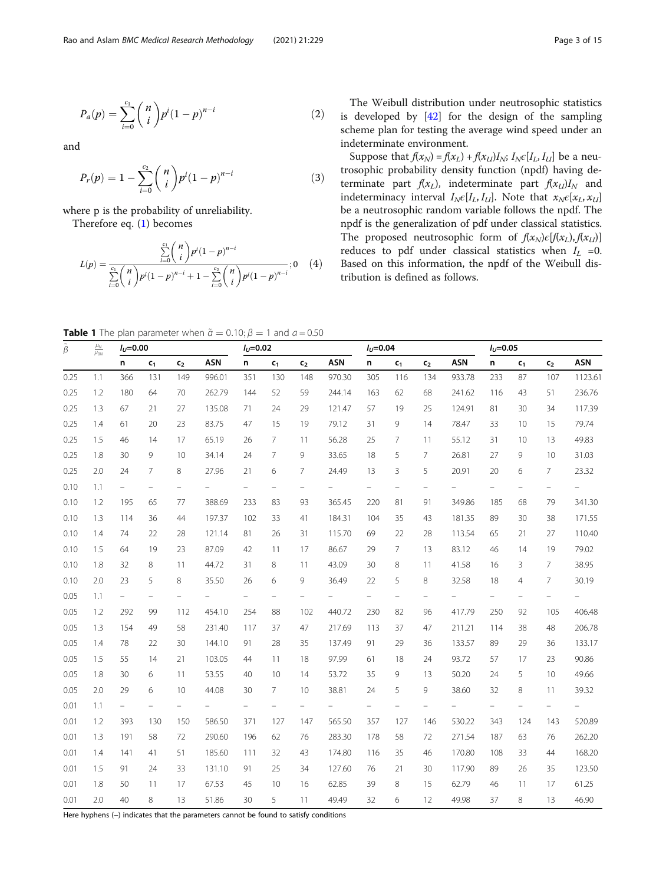$$P_a(p) = \sum_{i=0}^{c_1} \binom{n}{i} p^i (1-p)^{n-i} \tag{2}$$

and

$$P_r(p) = 1 - \sum_{i=0}^{c_2} \binom{n}{i} p^i (1-p)^{n-i} \tag{3}$$

where p is the probability of unreliability.

Therefore eq. (1) becomes

$$L(p) = \frac{\sum_{i=0}^{c_1} \binom{n}{i} p^i (1-p)^{n-i}}{\sum_{i=0}^{c_1} \binom{n}{i} p^i (1-p)^{n-i} + 1 - \sum_{i=0}^{c_2} \binom{n}{i} p^i (1-p)^{n-i}}; 0 \tag{4}$$

The Weibull distribution under neutrosophic statistics is developed by [42] for the design of the sampling scheme plan for testing the average wind speed under an indeterminate environment.

Suppose that $f(x_N) = f(x_L) + f(x_U)I_N$; $I_N \epsilon [I_L, I_U]$ be a neutrosophic probability density function (npdf) having determinate part $f(x_L)$, indeterminate part $f(x_U)I_N$ and indeterminacy interval $I_N \epsilon [I_L, I_U]$. Note that $x_N \epsilon [x_L, x_U]$ be a neutrosophic random variable follows the npdf. The npdf is the generalization of pdf under classical statistics. The proposed neutrosophic form of $f(x_N) \epsilon [f(x_L), f(x_U)]$ reduces to pdf under classical statistics when $I_L = 0$. Based on this information, the npdf of the Weibull distribution is defined as follows.

**Table 1** The plan parameter when $\tilde{\alpha} = 0.10; \beta = 1$ and $a = 0.50$

| $\tilde{\beta}$ | $\frac{\mu_N}{\mu_{0N}}$ | $I_U$=0.00 | | | | $I_U$=0.02 | | | | $I_U$=0.04 | | | | $I_U$=0.05 | | | |
|---|---|---|---|---|---|---|---|---|---|---|---|---|---|---|---|---|---|
| | | n | $c_1$ | $c_2$ | ASN | n | $c_1$ | $c_2$ | ASN | n | $c_1$ | $c_2$ | ASN | n | $c_1$ | $c_2$ | ASN |
| 0.25 | 1.1 | 366 | 131 | 149 | 996.01 | 351 | 130 | 148 | 970.30 | 305 | 116 | 134 | 933.78 | 233 | 87 | 107 | 1123.61 |
| 0.25 | 1.2 | 180 | 64 | 70 | 262.79 | 144 | 52 | 59 | 244.14 | 163 | 62 | 68 | 241.62 | 116 | 43 | 51 | 236.76 |
| 0.25 | 1.3 | 67 | 21 | 27 | 135.08 | 71 | 24 | 29 | 121.47 | 57 | 19 | 25 | 124.91 | 81 | 30 | 34 | 117.39 |
| 0.25 | 1.4 | 61 | 20 | 23 | 83.75 | 47 | 15 | 19 | 79.12 | 31 | 9 | 14 | 78.47 | 33 | 10 | 15 | 79.74 |
| 0.25 | 1.5 | 46 | 14 | 17 | 65.19 | 26 | 7 | 11 | 56.28 | 25 | 7 | 11 | 55.12 | 31 | 10 | 13 | 49.83 |
| 0.25 | 1.8 | 30 | 9 | 10 | 34.14 | 24 | 7 | 9 | 33.65 | 18 | 5 | 7 | 26.81 | 27 | 9 | 10 | 31.03 |
| 0.25 | 2.0 | 24 | 7 | 8 | 27.96 | 21 | 6 | 7 | 24.49 | 13 | 3 | 5 | 20.91 | 20 | 6 | 7 | 23.32 |
| 0.10 | 1.1 | – | – | – | – | – | – | – | – | – | – | – | – | – | – | – | – |
| 0.10 | 1.2 | 195 | 65 | 77 | 388.69 | 233 | 83 | 93 | 365.45 | 220 | 81 | 91 | 349.86 | 185 | 68 | 79 | 341.30 |
| 0.10 | 1.3 | 114 | 36 | 44 | 197.37 | 102 | 33 | 41 | 184.31 | 104 | 35 | 43 | 181.35 | 89 | 30 | 38 | 171.55 |
| 0.10 | 1.4 | 74 | 22 | 28 | 121.14 | 81 | 26 | 31 | 115.70 | 69 | 22 | 28 | 113.54 | 65 | 21 | 27 | 110.40 |
| 0.10 | 1.5 | 64 | 19 | 23 | 87.09 | 42 | 11 | 17 | 86.67 | 29 | 7 | 13 | 83.12 | 46 | 14 | 19 | 79.02 |
| 0.10 | 1.8 | 32 | 8 | 11 | 44.72 | 31 | 8 | 11 | 43.09 | 30 | 8 | 11 | 41.58 | 16 | 3 | 7 | 38.95 |
| 0.10 | 2.0 | 23 | 5 | 8 | 35.50 | 26 | 6 | 9 | 36.49 | 22 | 5 | 8 | 32.58 | 18 | 4 | 7 | 30.19 |
| 0.05 | 1.1 | – | – | – | – | – | – | – | – | – | – | – | – | – | – | – | – |
| 0.05 | 1.2 | 292 | 99 | 112 | 454.10 | 254 | 88 | 102 | 440.72 | 230 | 82 | 96 | 417.79 | 250 | 92 | 105 | 406.48 |
| 0.05 | 1.3 | 154 | 49 | 58 | 231.40 | 117 | 37 | 47 | 217.69 | 113 | 37 | 47 | 211.21 | 114 | 38 | 48 | 206.78 |
| 0.05 | 1.4 | 78 | 22 | 30 | 144.10 | 91 | 28 | 35 | 137.49 | 91 | 29 | 36 | 133.57 | 89 | 29 | 36 | 133.17 |
| 0.05 | 1.5 | 55 | 14 | 21 | 103.05 | 44 | 11 | 18 | 97.99 | 61 | 18 | 24 | 93.72 | 57 | 17 | 23 | 90.86 |
| 0.05 | 1.8 | 30 | 6 | 11 | 53.55 | 40 | 10 | 14 | 53.72 | 35 | 9 | 13 | 50.20 | 24 | 5 | 10 | 49.66 |
| 0.05 | 2.0 | 29 | 6 | 10 | 44.08 | 30 | 7 | 10 | 38.81 | 24 | 5 | 9 | 38.60 | 32 | 8 | 11 | 39.32 |
| 0.01 | 1.1 | – | – | – | – | – | – | – | – | – | – | – | – | – | – | – | – |
| 0.01 | 1.2 | 393 | 130 | 150 | 586.50 | 371 | 127 | 147 | 565.50 | 357 | 127 | 146 | 530.22 | 343 | 124 | 143 | 520.89 |
| 0.01 | 1.3 | 191 | 58 | 72 | 290.60 | 196 | 62 | 76 | 283.30 | 178 | 58 | 72 | 271.54 | 187 | 63 | 76 | 262.20 |
| 0.01 | 1.4 | 141 | 41 | 51 | 185.60 | 111 | 32 | 43 | 174.80 | 116 | 35 | 46 | 170.80 | 108 | 33 | 44 | 168.20 |
| 0.01 | 1.5 | 91 | 24 | 33 | 131.10 | 91 | 25 | 34 | 127.60 | 76 | 21 | 30 | 117.90 | 89 | 26 | 35 | 123.50 |
| 0.01 | 1.8 | 50 | 11 | 17 | 67.53 | 45 | 10 | 16 | 62.85 | 39 | 8 | 15 | 62.79 | 46 | 11 | 17 | 61.25 |
| 0.01 | 2.0 | 40 | 8 | 13 | 51.86 | 30 | 5 | 11 | 49.49 | 32 | 6 | 12 | 49.98 | 37 | 8 | 13 | 46.90 |

Here hyphens (–) indicates that the parameters cannot be found to satisfy conditions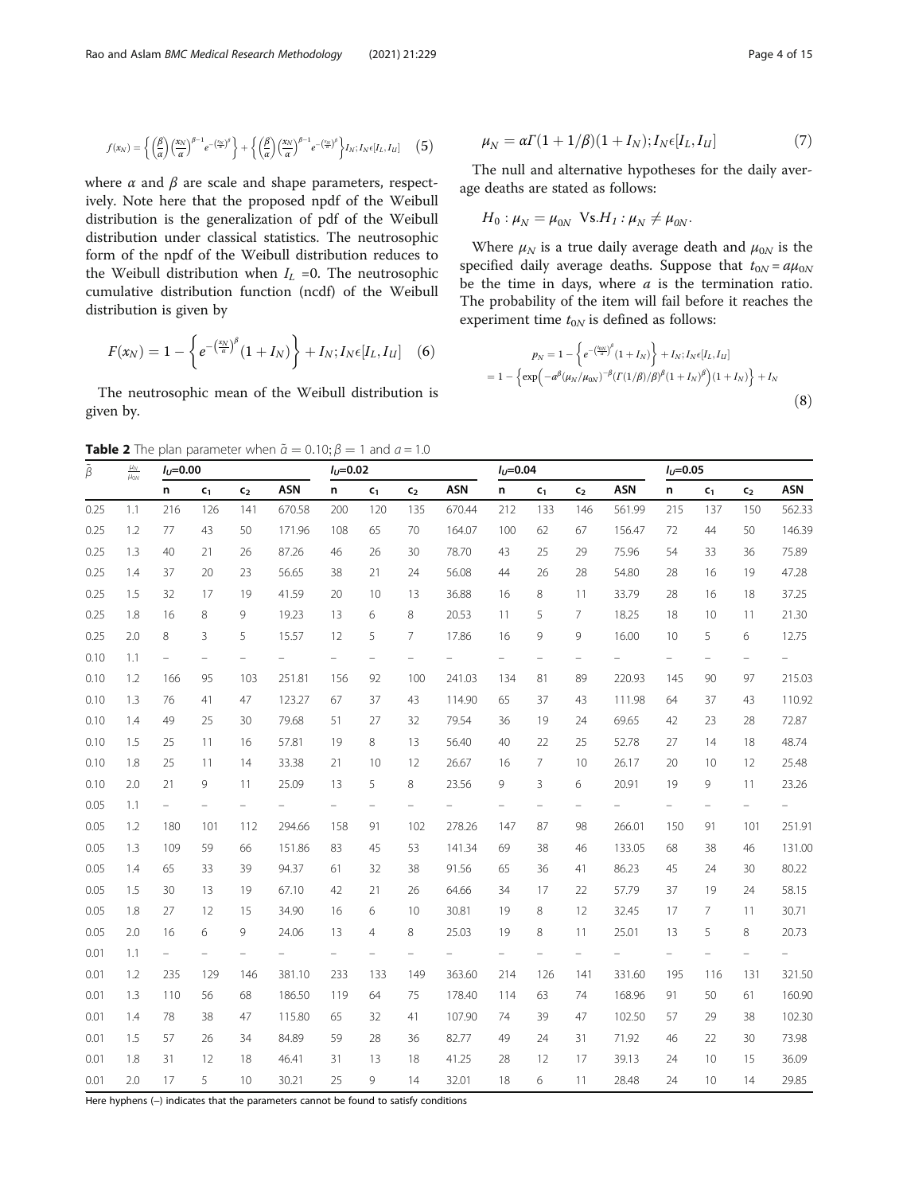$$f(x_N) = \left\{ \left(\frac{\beta}{\alpha}\right)\left(\frac{x_N}{\alpha}\right)^{\beta-1} e^{-\left(\frac{x_N}{\alpha}\right)^{\beta}} \right\} + \left\{ \left(\frac{\beta}{\alpha}\right)\left(\frac{x_N}{\alpha}\right)^{\beta-1} e^{-\left(\frac{x_N}{\alpha}\right)^{\beta}} \right\} I_N; I_N \epsilon [I_L, I_U] \quad (5)$$

where $\alpha$ and $\beta$ are scale and shape parameters, respectively. Note here that the proposed npdf of the Weibull distribution is the generalization of pdf of the Weibull distribution under classical statistics. The neutrosophic form of the npdf of the Weibull distribution reduces to the Weibull distribution when $I_L$ =0. The neutrosophic cumulative distribution function (ncdf) of the Weibull distribution is given by

$$F(x_N) = 1 - \left\{ e^{-\left(\frac{x_N}{\alpha}\right)^{\beta}} (1 + I_N) \right\} + I_N; I_N \epsilon [I_L, I_U] \quad (6)$$

The neutrosophic mean of the Weibull distribution is given by.

$$\mu_N = \alpha \Gamma(1 + 1/\beta)(1 + I_N); I_N \epsilon [I_L, I_U] \quad (7)$$

The null and alternative hypotheses for the daily average deaths are stated as follows:

$$H_0 : \mu_N = \mu_{0N} \ \ \text{Vs.} H_1 : \mu_N \neq \mu_{0N}.$$

Where $\mu_N$ is a true daily average death and $\mu_{0N}$ is the specified daily average deaths. Suppose that $t_{0N} = a\mu_{0N}$ be the time in days, where $a$ is the termination ratio. The probability of the item will fail before it reaches the experiment time $t_{0N}$ is defined as follows:

$$p_N = 1 - \left\{ e^{-\left(\frac{t_{0N}}{\alpha}\right)^{\beta}} (1 + I_N) \right\} + I_N; I_N \epsilon [I_L, I_U]$$
$$= 1 - \left\{ \exp\left(-a^{\beta} (\mu_N/\mu_{0N})^{-\beta} (\Gamma(1/\beta)/\beta)^{\beta} (1 + I_N)^{\beta}\right) (1 + I_N) \right\} + I_N \quad (8)$$

**Table 2** The plan parameter when $\tilde{\alpha} = 0.10; \beta = 1$ and $a = 1.0$

| $\tilde{\beta}$ | $\frac{\mu_N}{\mu_{0N}}$ | $I_U$=0.00 | | | | $I_U$=0.02 | | | | $I_U$=0.04 | | | | $I_U$=0.05 | | | |
|---|---|---|---|---|---|---|---|---|---|---|---|---|---|---|---|---|---|
| | | n | $c_1$ | $c_2$ | ASN | n | $c_1$ | $c_2$ | ASN | n | $c_1$ | $c_2$ | ASN | n | $c_1$ | $c_2$ | ASN |
| 0.25 | 1.1 | 216 | 126 | 141 | 670.58 | 200 | 120 | 135 | 670.44 | 212 | 133 | 146 | 561.99 | 215 | 137 | 150 | 562.33 |
| 0.25 | 1.2 | 77 | 43 | 50 | 171.96 | 108 | 65 | 70 | 164.07 | 100 | 62 | 67 | 156.47 | 72 | 44 | 50 | 146.39 |
| 0.25 | 1.3 | 40 | 21 | 26 | 87.26 | 46 | 26 | 30 | 78.70 | 43 | 25 | 29 | 75.96 | 54 | 33 | 36 | 75.89 |
| 0.25 | 1.4 | 37 | 20 | 23 | 56.65 | 38 | 21 | 24 | 56.08 | 44 | 26 | 28 | 54.80 | 28 | 16 | 19 | 47.28 |
| 0.25 | 1.5 | 32 | 17 | 19 | 41.59 | 20 | 10 | 13 | 36.88 | 16 | 8 | 11 | 33.79 | 28 | 16 | 18 | 37.25 |
| 0.25 | 1.8 | 16 | 8 | 9 | 19.23 | 13 | 6 | 8 | 20.53 | 11 | 5 | 7 | 18.25 | 18 | 10 | 11 | 21.30 |
| 0.25 | 2.0 | 8 | 3 | 5 | 15.57 | 12 | 5 | 7 | 17.86 | 16 | 9 | 9 | 16.00 | 10 | 5 | 6 | 12.75 |
| 0.10 | 1.1 | – | – | – | – | – | – | – | – | – | – | – | – | – | – | – | – |
| 0.10 | 1.2 | 166 | 95 | 103 | 251.81 | 156 | 92 | 100 | 241.03 | 134 | 81 | 89 | 220.93 | 145 | 90 | 97 | 215.03 |
| 0.10 | 1.3 | 76 | 41 | 47 | 123.27 | 67 | 37 | 43 | 114.90 | 65 | 37 | 43 | 111.98 | 64 | 37 | 43 | 110.92 |
| 0.10 | 1.4 | 49 | 25 | 30 | 79.68 | 51 | 27 | 32 | 79.54 | 36 | 19 | 24 | 69.65 | 42 | 23 | 28 | 72.87 |
| 0.10 | 1.5 | 25 | 11 | 16 | 57.81 | 19 | 8 | 13 | 56.40 | 40 | 22 | 25 | 52.78 | 27 | 14 | 18 | 48.74 |
| 0.10 | 1.8 | 25 | 11 | 14 | 33.38 | 21 | 10 | 12 | 26.67 | 16 | 7 | 10 | 26.17 | 20 | 10 | 12 | 25.48 |
| 0.10 | 2.0 | 21 | 9 | 11 | 25.09 | 13 | 5 | 8 | 23.56 | 9 | 3 | 6 | 20.91 | 19 | 9 | 11 | 23.26 |
| 0.05 | 1.1 | – | – | – | – | – | – | – | – | – | – | – | – | – | – | – | – |
| 0.05 | 1.2 | 180 | 101 | 112 | 294.66 | 158 | 91 | 102 | 278.26 | 147 | 87 | 98 | 266.01 | 150 | 91 | 101 | 251.91 |
| 0.05 | 1.3 | 109 | 59 | 66 | 151.86 | 83 | 45 | 53 | 141.34 | 69 | 38 | 46 | 133.05 | 68 | 38 | 46 | 131.00 |
| 0.05 | 1.4 | 65 | 33 | 39 | 94.37 | 61 | 32 | 38 | 91.56 | 65 | 36 | 41 | 86.23 | 45 | 24 | 30 | 80.22 |
| 0.05 | 1.5 | 30 | 13 | 19 | 67.10 | 42 | 21 | 26 | 64.66 | 34 | 17 | 22 | 57.79 | 37 | 19 | 24 | 58.15 |
| 0.05 | 1.8 | 27 | 12 | 15 | 34.90 | 16 | 6 | 10 | 30.81 | 19 | 8 | 12 | 32.45 | 17 | 7 | 11 | 30.71 |
| 0.05 | 2.0 | 16 | 6 | 9 | 24.06 | 13 | 4 | 8 | 25.03 | 19 | 8 | 11 | 25.01 | 13 | 5 | 8 | 20.73 |
| 0.01 | 1.1 | – | – | – | – | – | – | – | – | – | – | – | – | – | – | – | – |
| 0.01 | 1.2 | 235 | 129 | 146 | 381.10 | 233 | 133 | 149 | 363.60 | 214 | 126 | 141 | 331.60 | 195 | 116 | 131 | 321.50 |
| 0.01 | 1.3 | 110 | 56 | 68 | 186.50 | 119 | 64 | 75 | 178.40 | 114 | 63 | 74 | 168.96 | 91 | 50 | 61 | 160.90 |
| 0.01 | 1.4 | 78 | 38 | 47 | 115.80 | 65 | 32 | 41 | 107.90 | 74 | 39 | 47 | 102.50 | 57 | 29 | 38 | 102.30 |
| 0.01 | 1.5 | 57 | 26 | 34 | 84.89 | 59 | 28 | 36 | 82.77 | 49 | 24 | 31 | 71.92 | 46 | 22 | 30 | 73.98 |
| 0.01 | 1.8 | 31 | 12 | 18 | 46.41 | 31 | 13 | 18 | 41.25 | 28 | 12 | 17 | 39.13 | 24 | 10 | 15 | 36.09 |
| 0.01 | 2.0 | 17 | 5 | 10 | 30.21 | 25 | 9 | 14 | 32.01 | 18 | 6 | 11 | 28.48 | 24 | 10 | 14 | 29.85 |

Here hyphens (–) indicates that the parameters cannot be found to satisfy conditions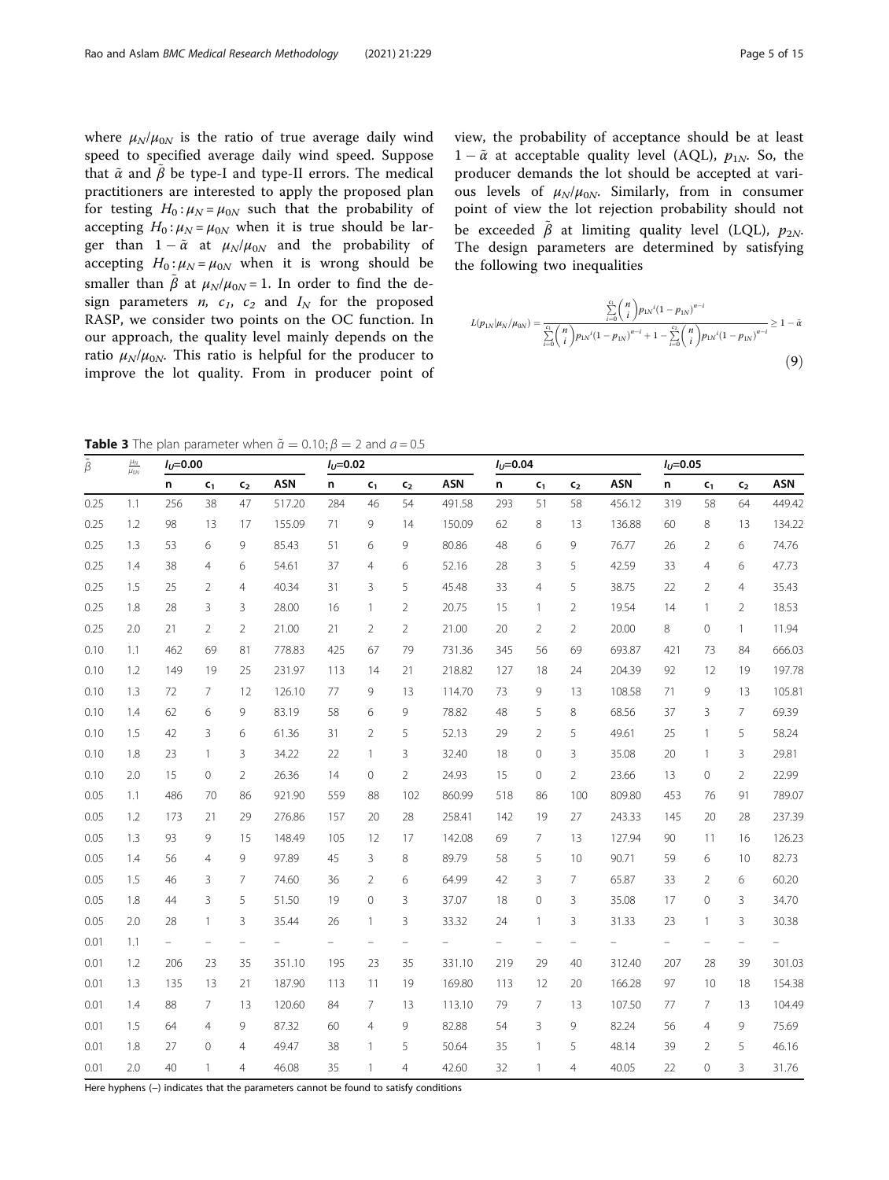where $\mu_N/\mu_{0N}$ is the ratio of true average daily wind speed to specified average daily wind speed. Suppose that $\tilde{\alpha}$ and $\tilde{\beta}$ be type-I and type-II errors. The medical practitioners are interested to apply the proposed plan for testing $H_0: \mu_N = \mu_{0N}$ such that the probability of accepting $H_0: \mu_N = \mu_{0N}$ when it is true should be larger than $1 - \tilde{\alpha}$ at $\mu_N/\mu_{0N}$ and the probability of accepting $H_0: \mu_N = \mu_{0N}$ when it is wrong should be smaller than $\tilde{\beta}$ at $\mu_N/\mu_{0N} = 1$. In order to find the design parameters $n$, $c_1$, $c_2$ and $I_N$ for the proposed RASP, we consider two points on the OC function. In our approach, the quality level mainly depends on the ratio $\mu_N/\mu_{0N}$. This ratio is helpful for the producer to improve the lot quality. From in producer point of view, the probability of acceptance should be at least $1 - \tilde{\alpha}$ at acceptable quality level (AQL), $p_{1N}$. So, the producer demands the lot should be accepted at various levels of $\mu_N/\mu_{0N}$. Similarly, from in consumer point of view the lot rejection probability should not be exceeded $\tilde{\beta}$ at limiting quality level (LQL), $p_{2N}$. The design parameters are determined by satisfying the following two inequalities

$$L(p_{1N}|\mu_N/\mu_{0N}) = \frac{\sum_{i=0}^{c_1} \binom{n}{i} p_{1N}^{\ i} (1-p_{1N})^{n-i}}{\sum_{i=0}^{c_1} \binom{n}{i} p_{1N}^{\ i} (1-p_{1N})^{n-i} + 1 - \sum_{i=0}^{c_2} \binom{n}{i} p_{1N}^{\ i} (1-p_{1N})^{n-i}} \geq 1 - \tilde{\alpha} \tag{9}$$

**Table 3** The plan parameter when $\tilde{\alpha} = 0.10; \beta = 2$ and $a = 0.5$

| $\tilde{\beta}$ | $\frac{\mu_N}{\mu_{0N}}$ | $I_U$=0.00 | | | | $I_U$=0.02 | | | | $I_U$=0.04 | | | | $I_U$=0.05 | | | |
|---|---|---|---|---|---|---|---|---|---|---|---|---|---|---|---|---|---|
| | | n | $c_1$ | $c_2$ | ASN | n | $c_1$ | $c_2$ | ASN | n | $c_1$ | $c_2$ | ASN | n | $c_1$ | $c_2$ | ASN |
| 0.25 | 1.1 | 256 | 38 | 47 | 517.20 | 284 | 46 | 54 | 491.58 | 293 | 51 | 58 | 456.12 | 319 | 58 | 64 | 449.42 |
| 0.25 | 1.2 | 98 | 13 | 17 | 155.09 | 71 | 9 | 14 | 150.09 | 62 | 8 | 13 | 136.88 | 60 | 8 | 13 | 134.22 |
| 0.25 | 1.3 | 53 | 6 | 9 | 85.43 | 51 | 6 | 9 | 80.86 | 48 | 6 | 9 | 76.77 | 26 | 2 | 6 | 74.76 |
| 0.25 | 1.4 | 38 | 4 | 6 | 54.61 | 37 | 4 | 6 | 52.16 | 28 | 3 | 5 | 42.59 | 33 | 4 | 6 | 47.73 |
| 0.25 | 1.5 | 25 | 2 | 4 | 40.34 | 31 | 3 | 5 | 45.48 | 33 | 4 | 5 | 38.75 | 22 | 2 | 4 | 35.43 |
| 0.25 | 1.8 | 28 | 3 | 3 | 28.00 | 16 | 1 | 2 | 20.75 | 15 | 1 | 2 | 19.54 | 14 | 1 | 2 | 18.53 |
| 0.25 | 2.0 | 21 | 2 | 2 | 21.00 | 21 | 2 | 2 | 21.00 | 20 | 2 | 2 | 20.00 | 8 | 0 | 1 | 11.94 |
| 0.10 | 1.1 | 462 | 69 | 81 | 778.83 | 425 | 67 | 79 | 731.36 | 345 | 56 | 69 | 693.87 | 421 | 73 | 84 | 666.03 |
| 0.10 | 1.2 | 149 | 19 | 25 | 231.97 | 113 | 14 | 21 | 218.82 | 127 | 18 | 24 | 204.39 | 92 | 12 | 19 | 197.78 |
| 0.10 | 1.3 | 72 | 7 | 12 | 126.10 | 77 | 9 | 13 | 114.70 | 73 | 9 | 13 | 108.58 | 71 | 9 | 13 | 105.81 |
| 0.10 | 1.4 | 62 | 6 | 9 | 83.19 | 58 | 6 | 9 | 78.82 | 48 | 5 | 8 | 68.56 | 37 | 3 | 7 | 69.39 |
| 0.10 | 1.5 | 42 | 3 | 6 | 61.36 | 31 | 2 | 5 | 52.13 | 29 | 2 | 5 | 49.61 | 25 | 1 | 5 | 58.24 |
| 0.10 | 1.8 | 23 | 1 | 3 | 34.22 | 22 | 1 | 3 | 32.40 | 18 | 0 | 3 | 35.08 | 20 | 1 | 3 | 29.81 |
| 0.10 | 2.0 | 15 | 0 | 2 | 26.36 | 14 | 0 | 2 | 24.93 | 15 | 0 | 2 | 23.66 | 13 | 0 | 2 | 22.99 |
| 0.05 | 1.1 | 486 | 70 | 86 | 921.90 | 559 | 88 | 102 | 860.99 | 518 | 86 | 100 | 809.80 | 453 | 76 | 91 | 789.07 |
| 0.05 | 1.2 | 173 | 21 | 29 | 276.86 | 157 | 20 | 28 | 258.41 | 142 | 19 | 27 | 243.33 | 145 | 20 | 28 | 237.39 |
| 0.05 | 1.3 | 93 | 9 | 15 | 148.49 | 105 | 12 | 17 | 142.08 | 69 | 7 | 13 | 127.94 | 90 | 11 | 16 | 126.23 |
| 0.05 | 1.4 | 56 | 4 | 9 | 97.89 | 45 | 3 | 8 | 89.79 | 58 | 5 | 10 | 90.71 | 59 | 6 | 10 | 82.73 |
| 0.05 | 1.5 | 46 | 3 | 7 | 74.60 | 36 | 2 | 6 | 64.99 | 42 | 3 | 7 | 65.87 | 33 | 2 | 6 | 60.20 |
| 0.05 | 1.8 | 44 | 3 | 5 | 51.50 | 19 | 0 | 3 | 37.07 | 18 | 0 | 3 | 35.08 | 17 | 0 | 3 | 34.70 |
| 0.05 | 2.0 | 28 | 1 | 3 | 35.44 | 26 | 1 | 3 | 33.32 | 24 | 1 | 3 | 31.33 | 23 | 1 | 3 | 30.38 |
| 0.01 | 1.1 | – | – | – | – | – | – | – | – | – | – | – | – | – | – | – | – |
| 0.01 | 1.2 | 206 | 23 | 35 | 351.10 | 195 | 23 | 35 | 331.10 | 219 | 29 | 40 | 312.40 | 207 | 28 | 39 | 301.03 |
| 0.01 | 1.3 | 135 | 13 | 21 | 187.90 | 113 | 11 | 19 | 169.80 | 113 | 12 | 20 | 166.28 | 97 | 10 | 18 | 154.38 |
| 0.01 | 1.4 | 88 | 7 | 13 | 120.60 | 84 | 7 | 13 | 113.10 | 79 | 7 | 13 | 107.50 | 77 | 7 | 13 | 104.49 |
| 0.01 | 1.5 | 64 | 4 | 9 | 87.32 | 60 | 4 | 9 | 82.88 | 54 | 3 | 9 | 82.24 | 56 | 4 | 9 | 75.69 |
| 0.01 | 1.8 | 27 | 0 | 4 | 49.47 | 38 | 1 | 5 | 50.64 | 35 | 1 | 5 | 48.14 | 39 | 2 | 5 | 46.16 |
| 0.01 | 2.0 | 40 | 1 | 4 | 46.08 | 35 | 1 | 4 | 42.60 | 32 | 1 | 4 | 40.05 | 22 | 0 | 3 | 31.76 |

Here hyphens (–) indicates that the parameters cannot be found to satisfy conditions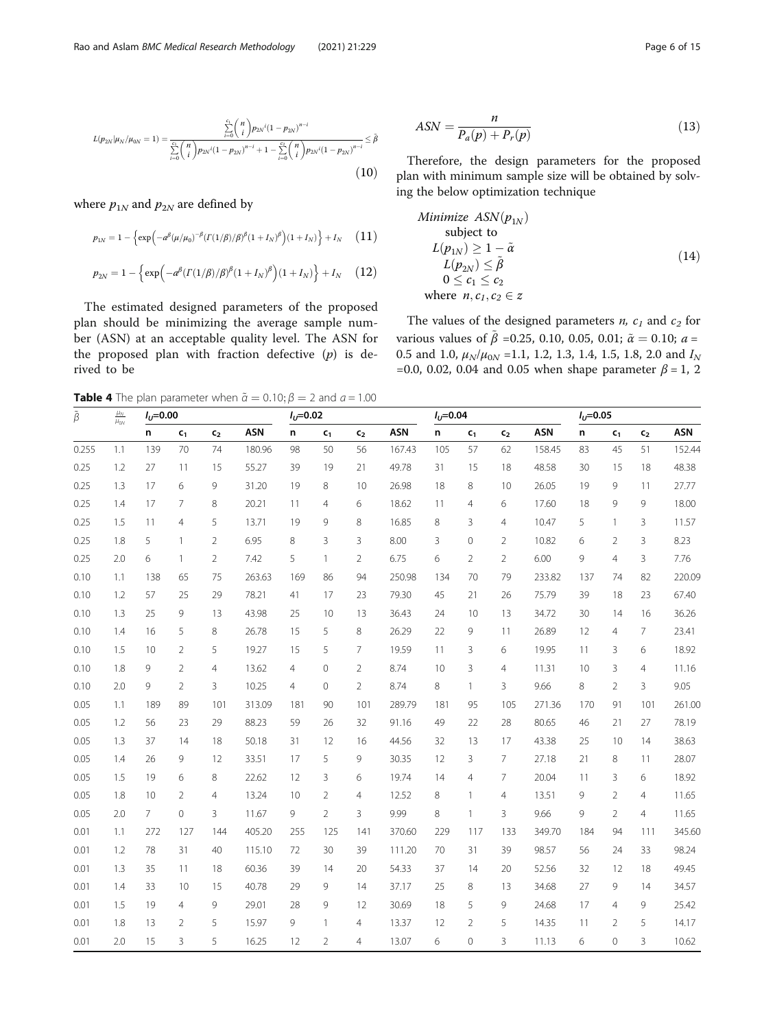$$L(p_{2N}|\mu_N/\mu_{0N}=1)=\frac{\sum_{i=0}^{c_1}\binom{n}{i}p_{2N}{}^{i}(1-p_{2N})^{n-i}}{\sum_{i=0}^{c_1}\binom{n}{i}p_{2N}{}^{i}(1-p_{2N})^{n-i}+1-\sum_{i=0}^{c_2}\binom{n}{i}p_{2N}{}^{i}(1-p_{2N})^{n-i}}\leq\tilde{\beta} \tag{10}$$

where $p_{1N}$ and $p_{2N}$ are defined by

$$p_{1N}=1-\left\{\exp\left(-a^{\beta}(\mu/\mu_0)^{-\beta}(\Gamma(1/\beta)/\beta)^{\beta}(1+I_N)^{\beta}\right)(1+I_N)\right\}+I_N \tag{11}$$

$$p_{2N}=1-\left\{\exp\left(-a^{\beta}(\Gamma(1/\beta)/\beta)^{\beta}(1+I_N)^{\beta}\right)(1+I_N)\right\}+I_N \tag{12}$$

The estimated designed parameters of the proposed plan should be minimizing the average sample number (ASN) at an acceptable quality level. The ASN for the proposed plan with fraction defective ($p$) is derived to be

$$ASN=\frac{n}{P_a(p)+P_r(p)} \tag{13}$$

Therefore, the design parameters for the proposed plan with minimum sample size will be obtained by solving the below optimization technique

$$\begin{array}{c} Minimize\ ASN(p_{1N}) \\ \text{subject to} \\ L(p_{1N})\geq 1-\tilde{\alpha} \\ L(p_{2N})\leq\tilde{\beta} \\ 0\leq c_1\leq c_2 \\ \text{where}\ n,c_1,c_2\in z \end{array} \tag{14}$$

The values of the designed parameters $n$, $c_1$ and $c_2$ for various values of $\tilde{\beta}$ =0.25, 0.10, 0.05, 0.01; $\tilde{\alpha}=0.10$; $a$ = 0.5 and 1.0, $\mu_N/\mu_{0N}$ =1.1, 1.2, 1.3, 1.4, 1.5, 1.8, 2.0 and $I_N$ =0.0, 0.02, 0.04 and 0.05 when shape parameter $\beta$ = 1, 2

**Table 4** The plan parameter when $\tilde{\alpha}=0.10; \beta=2$ and $a=1.00$

| $\tilde{\beta}$ | $\frac{\mu_N}{\mu_{0N}}$ | $I_U$=0.00 | | | | $I_U$=0.02 | | | | $I_U$=0.04 | | | | $I_U$=0.05 | | | |
|---|---|---|---|---|---|---|---|---|---|---|---|---|---|---|---|---|---|
| | | n | $c_1$ | $c_2$ | ASN | n | $c_1$ | $c_2$ | ASN | n | $c_1$ | $c_2$ | ASN | n | $c_1$ | $c_2$ | ASN |
| 0.255 | 1.1 | 139 | 70 | 74 | 180.96 | 98 | 50 | 56 | 167.43 | 105 | 57 | 62 | 158.45 | 83 | 45 | 51 | 152.44 |
| 0.25 | 1.2 | 27 | 11 | 15 | 55.27 | 39 | 19 | 21 | 49.78 | 31 | 15 | 18 | 48.58 | 30 | 15 | 18 | 48.38 |
| 0.25 | 1.3 | 17 | 6 | 9 | 31.20 | 19 | 8 | 10 | 26.98 | 18 | 8 | 10 | 26.05 | 19 | 9 | 11 | 27.77 |
| 0.25 | 1.4 | 17 | 7 | 8 | 20.21 | 11 | 4 | 6 | 18.62 | 11 | 4 | 6 | 17.60 | 18 | 9 | 9 | 18.00 |
| 0.25 | 1.5 | 11 | 4 | 5 | 13.71 | 19 | 9 | 8 | 16.85 | 8 | 3 | 4 | 10.47 | 5 | 1 | 3 | 11.57 |
| 0.25 | 1.8 | 5 | 1 | 2 | 6.95 | 8 | 3 | 3 | 8.00 | 3 | 0 | 2 | 10.82 | 6 | 2 | 3 | 8.23 |
| 0.25 | 2.0 | 6 | 1 | 2 | 7.42 | 5 | 1 | 2 | 6.75 | 6 | 2 | 2 | 6.00 | 9 | 4 | 3 | 7.76 |
| 0.10 | 1.1 | 138 | 65 | 75 | 263.63 | 169 | 86 | 94 | 250.98 | 134 | 70 | 79 | 233.82 | 137 | 74 | 82 | 220.09 |
| 0.10 | 1.2 | 57 | 25 | 29 | 78.21 | 41 | 17 | 23 | 79.30 | 45 | 21 | 26 | 75.79 | 39 | 18 | 23 | 67.40 |
| 0.10 | 1.3 | 25 | 9 | 13 | 43.98 | 25 | 10 | 13 | 36.43 | 24 | 10 | 13 | 34.72 | 30 | 14 | 16 | 36.26 |
| 0.10 | 1.4 | 16 | 5 | 8 | 26.78 | 15 | 5 | 8 | 26.29 | 22 | 9 | 11 | 26.89 | 12 | 4 | 7 | 23.41 |
| 0.10 | 1.5 | 10 | 2 | 5 | 19.27 | 15 | 5 | 7 | 19.59 | 11 | 3 | 6 | 19.95 | 11 | 3 | 6 | 18.92 |
| 0.10 | 1.8 | 9 | 2 | 4 | 13.62 | 4 | 0 | 2 | 8.74 | 10 | 3 | 4 | 11.31 | 10 | 3 | 4 | 11.16 |
| 0.10 | 2.0 | 9 | 2 | 3 | 10.25 | 4 | 0 | 2 | 8.74 | 8 | 1 | 3 | 9.66 | 8 | 2 | 3 | 9.05 |
| 0.05 | 1.1 | 189 | 89 | 101 | 313.09 | 181 | 90 | 101 | 289.79 | 181 | 95 | 105 | 271.36 | 170 | 91 | 101 | 261.00 |
| 0.05 | 1.2 | 56 | 23 | 29 | 88.23 | 59 | 26 | 32 | 91.16 | 49 | 22 | 28 | 80.65 | 46 | 21 | 27 | 78.19 |
| 0.05 | 1.3 | 37 | 14 | 18 | 50.18 | 31 | 12 | 16 | 44.56 | 32 | 13 | 17 | 43.38 | 25 | 10 | 14 | 38.63 |
| 0.05 | 1.4 | 26 | 9 | 12 | 33.51 | 17 | 5 | 9 | 30.35 | 12 | 3 | 7 | 27.18 | 21 | 8 | 11 | 28.07 |
| 0.05 | 1.5 | 19 | 6 | 8 | 22.62 | 12 | 3 | 6 | 19.74 | 14 | 4 | 7 | 20.04 | 11 | 3 | 6 | 18.92 |
| 0.05 | 1.8 | 10 | 2 | 4 | 13.24 | 10 | 2 | 4 | 12.52 | 8 | 1 | 4 | 13.51 | 9 | 2 | 4 | 11.65 |
| 0.05 | 2.0 | 7 | 0 | 3 | 11.67 | 9 | 2 | 3 | 9.99 | 8 | 1 | 3 | 9.66 | 9 | 2 | 4 | 11.65 |
| 0.01 | 1.1 | 272 | 127 | 144 | 405.20 | 255 | 125 | 141 | 370.60 | 229 | 117 | 133 | 349.70 | 184 | 94 | 111 | 345.60 |
| 0.01 | 1.2 | 78 | 31 | 40 | 115.10 | 72 | 30 | 39 | 111.20 | 70 | 31 | 39 | 98.57 | 56 | 24 | 33 | 98.24 |
| 0.01 | 1.3 | 35 | 11 | 18 | 60.36 | 39 | 14 | 20 | 54.33 | 37 | 14 | 20 | 52.56 | 32 | 12 | 18 | 49.45 |
| 0.01 | 1.4 | 33 | 10 | 15 | 40.78 | 29 | 9 | 14 | 37.17 | 25 | 8 | 13 | 34.68 | 27 | 9 | 14 | 34.57 |
| 0.01 | 1.5 | 19 | 4 | 9 | 29.01 | 28 | 9 | 12 | 30.69 | 18 | 5 | 9 | 24.68 | 17 | 4 | 9 | 25.42 |
| 0.01 | 1.8 | 13 | 2 | 5 | 15.97 | 9 | 1 | 4 | 13.37 | 12 | 2 | 5 | 14.35 | 11 | 2 | 5 | 14.17 |
| 0.01 | 2.0 | 15 | 3 | 5 | 16.25 | 12 | 2 | 4 | 13.07 | 6 | 0 | 3 | 11.13 | 6 | 0 | 3 | 10.62 |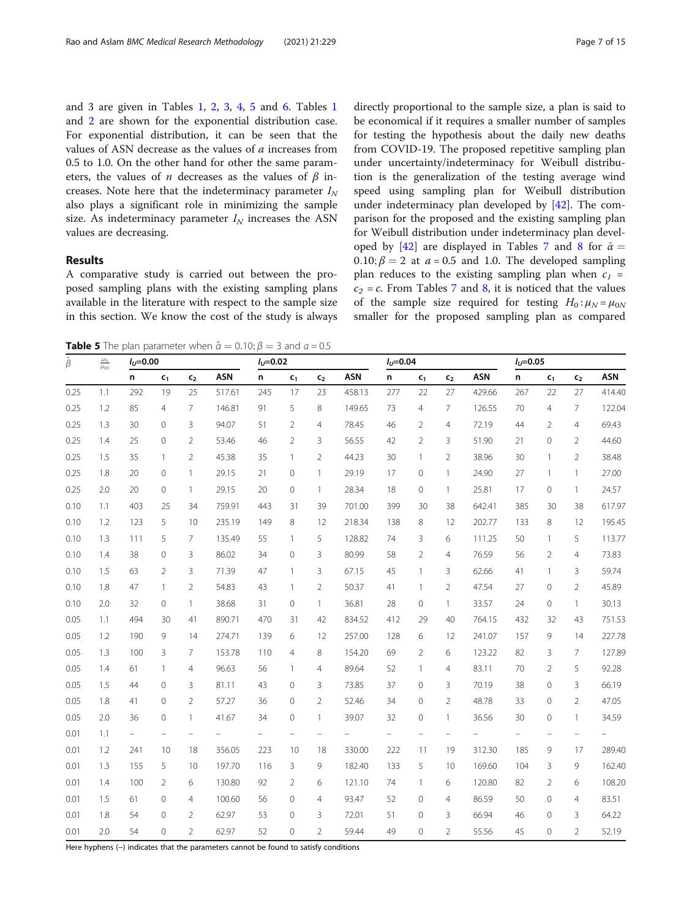and 3 are given in Tables 1, 2, 3, 4, 5 and 6. Tables 1 and 2 are shown for the exponential distribution case. For exponential distribution, it can be seen that the values of ASN decrease as the values of $a$ increases from 0.5 to 1.0. On the other hand for other the same parameters, the values of $n$ decreases as the values of $\beta$ increases. Note here that the indeterminacy parameter $I_N$ also plays a significant role in minimizing the sample size. As indeterminacy parameter $I_N$ increases the ASN values are decreasing.

## Results

A comparative study is carried out between the proposed sampling plans with the existing sampling plans available in the literature with respect to the sample size in this section. We know the cost of the study is always directly proportional to the sample size, a plan is said to be economical if it requires a smaller number of samples for testing the hypothesis about the daily new deaths from COVID-19. The proposed repetitive sampling plan under uncertainty/indeterminacy for Weibull distribution is the generalization of the testing average wind speed using sampling plan for Weibull distribution under indeterminacy plan developed by [42]. The comparison for the proposed and the existing sampling plan for Weibull distribution under indeterminacy plan developed by [42] are displayed in Tables 7 and 8 for $\tilde{\alpha} = 0.10; \beta = 2$ at $a = 0.5$ and 1.0. The developed sampling plan reduces to the existing sampling plan when $c_1 = c_2 = c$. From Tables 7 and 8, it is noticed that the values of the sample size required for testing $H_0: \mu_N = \mu_{0N}$ smaller for the proposed sampling plan as compared

**Table 5** The plan parameter when $\tilde{\alpha} = 0.10; \beta = 3$ and $a = 0.5$

| $\tilde{\beta}$ | $\frac{\mu_0}{\mu_{0N}}$ | $I_U$=0.00 | | | | $I_U$=0.02 | | | | $I_U$=0.04 | | | | $I_U$=0.05 | | | |
|---|---|---|---|---|---|---|---|---|---|---|---|---|---|---|---|---|---|
| | | n | $c_1$ | $c_2$ | ASN | n | $c_1$ | $c_2$ | ASN | n | $c_1$ | $c_2$ | ASN | n | $c_1$ | $c_2$ | ASN |
| 0.25 | 1.1 | 292 | 19 | 25 | 517.61 | 245 | 17 | 23 | 458.13 | 277 | 22 | 27 | 429.66 | 267 | 22 | 27 | 414.40 |
| 0.25 | 1.2 | 85 | 4 | 7 | 146.81 | 91 | 5 | 8 | 149.65 | 73 | 4 | 7 | 126.55 | 70 | 4 | 7 | 122.04 |
| 0.25 | 1.3 | 30 | 0 | 3 | 94.07 | 51 | 2 | 4 | 78.45 | 46 | 2 | 4 | 72.19 | 44 | 2 | 4 | 69.43 |
| 0.25 | 1.4 | 25 | 0 | 2 | 53.46 | 46 | 2 | 3 | 56.55 | 42 | 2 | 3 | 51.90 | 21 | 0 | 2 | 44.60 |
| 0.25 | 1.5 | 35 | 1 | 2 | 45.38 | 35 | 1 | 2 | 44.23 | 30 | 1 | 2 | 38.96 | 30 | 1 | 2 | 38.48 |
| 0.25 | 1.8 | 20 | 0 | 1 | 29.15 | 21 | 0 | 1 | 29.19 | 17 | 0 | 1 | 24.90 | 27 | 1 | 1 | 27.00 |
| 0.25 | 2.0 | 20 | 0 | 1 | 29.15 | 20 | 0 | 1 | 28.34 | 18 | 0 | 1 | 25.81 | 17 | 0 | 1 | 24.57 |
| 0.10 | 1.1 | 403 | 25 | 34 | 759.91 | 443 | 31 | 39 | 701.00 | 399 | 30 | 38 | 642.41 | 385 | 30 | 38 | 617.97 |
| 0.10 | 1.2 | 123 | 5 | 10 | 235.19 | 149 | 8 | 12 | 218.34 | 138 | 8 | 12 | 202.77 | 133 | 8 | 12 | 195.45 |
| 0.10 | 1.3 | 111 | 5 | 7 | 135.49 | 55 | 1 | 5 | 128.82 | 74 | 3 | 6 | 111.25 | 50 | 1 | 5 | 113.77 |
| 0.10 | 1.4 | 38 | 0 | 3 | 86.02 | 34 | 0 | 3 | 80.99 | 58 | 2 | 4 | 76.59 | 56 | 2 | 4 | 73.83 |
| 0.10 | 1.5 | 63 | 2 | 3 | 71.39 | 47 | 1 | 3 | 67.15 | 45 | 1 | 3 | 62.66 | 41 | 1 | 3 | 59.74 |
| 0.10 | 1.8 | 47 | 1 | 2 | 54.83 | 43 | 1 | 2 | 50.37 | 41 | 1 | 2 | 47.54 | 27 | 0 | 2 | 45.89 |
| 0.10 | 2.0 | 32 | 0 | 1 | 38.68 | 31 | 0 | 1 | 36.81 | 28 | 0 | 1 | 33.57 | 24 | 0 | 1 | 30.13 |
| 0.05 | 1.1 | 494 | 30 | 41 | 890.71 | 470 | 31 | 42 | 834.52 | 412 | 29 | 40 | 764.15 | 432 | 32 | 43 | 751.53 |
| 0.05 | 1.2 | 190 | 9 | 14 | 274.71 | 139 | 6 | 12 | 257.00 | 128 | 6 | 12 | 241.07 | 157 | 9 | 14 | 227.78 |
| 0.05 | 1.3 | 100 | 3 | 7 | 153.78 | 110 | 4 | 8 | 154.20 | 69 | 2 | 6 | 123.22 | 82 | 3 | 7 | 127.89 |
| 0.05 | 1.4 | 61 | 1 | 4 | 96.63 | 56 | 1 | 4 | 89.64 | 52 | 1 | 4 | 83.11 | 70 | 2 | 5 | 92.28 |
| 0.05 | 1.5 | 44 | 0 | 3 | 81.11 | 43 | 0 | 3 | 73.85 | 37 | 0 | 3 | 70.19 | 38 | 0 | 3 | 66.19 |
| 0.05 | 1.8 | 41 | 0 | 2 | 57.27 | 36 | 0 | 2 | 52.46 | 34 | 0 | 2 | 48.78 | 33 | 0 | 2 | 47.05 |
| 0.05 | 2.0 | 36 | 0 | 1 | 41.67 | 34 | 0 | 1 | 39.07 | 32 | 0 | 1 | 36.56 | 30 | 0 | 1 | 34.59 |
| 0.01 | 1.1 | – | – | – | – | – | – | – | – | – | – | – | – | – | – | – | – |
| 0.01 | 1.2 | 241 | 10 | 18 | 356.05 | 223 | 10 | 18 | 330.00 | 222 | 11 | 19 | 312.30 | 185 | 9 | 17 | 289.40 |
| 0.01 | 1.3 | 155 | 5 | 10 | 197.70 | 116 | 3 | 9 | 182.40 | 133 | 5 | 10 | 169.60 | 104 | 3 | 9 | 162.40 |
| 0.01 | 1.4 | 100 | 2 | 6 | 130.80 | 92 | 2 | 6 | 121.10 | 74 | 1 | 6 | 120.80 | 82 | 2 | 6 | 108.20 |
| 0.01 | 1.5 | 61 | 0 | 4 | 100.60 | 56 | 0 | 4 | 93.47 | 52 | 0 | 4 | 86.59 | 50 | 0 | 4 | 83.51 |
| 0.01 | 1.8 | 54 | 0 | 2 | 62.97 | 53 | 0 | 3 | 72.01 | 51 | 0 | 3 | 66.94 | 46 | 0 | 3 | 64.22 |
| 0.01 | 2.0 | 54 | 0 | 2 | 62.97 | 52 | 0 | 2 | 59.44 | 49 | 0 | 2 | 55.56 | 45 | 0 | 2 | 52.19 |

Here hyphens (–) indicates that the parameters cannot be found to satisfy conditions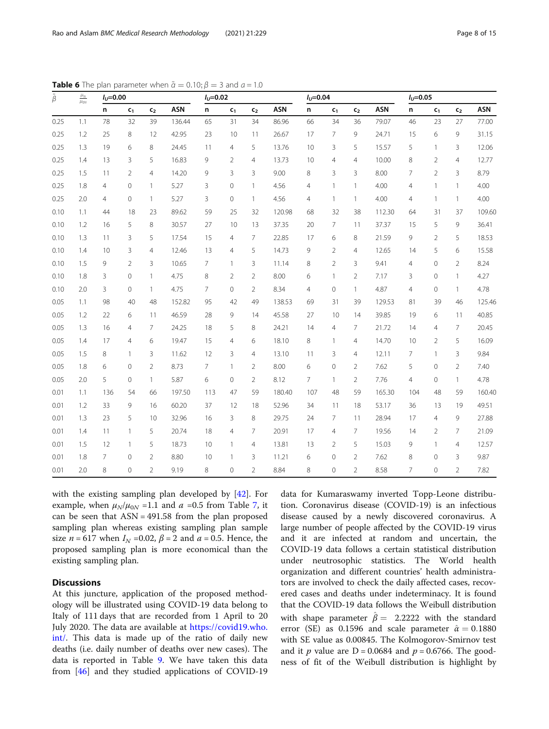**Table 6** The plan parameter when $\tilde{\alpha} = 0.10; \beta = 3$ and $a = 1.0$

| $\tilde{\beta}$ | $\frac{\mu_N}{\mu_{0N}}$ | $I_U$=0.00 | | | | $I_U$=0.02 | | | | $I_U$=0.04 | | | | $I_U$=0.05 | | | |
|---|---|---|---|---|---|---|---|---|---|---|---|---|---|---|---|---|---|
| | | n | $c_1$ | $c_2$ | ASN | n | $c_1$ | $c_2$ | ASN | n | $c_1$ | $c_2$ | ASN | n | $c_1$ | $c_2$ | ASN |
| 0.25 | 1.1 | 78 | 32 | 39 | 136.44 | 65 | 31 | 34 | 86.96 | 66 | 34 | 36 | 79.07 | 46 | 23 | 27 | 77.00 |
| 0.25 | 1.2 | 25 | 8 | 12 | 42.95 | 23 | 10 | 11 | 26.67 | 17 | 7 | 9 | 24.71 | 15 | 6 | 9 | 31.15 |
| 0.25 | 1.3 | 19 | 6 | 8 | 24.45 | 11 | 4 | 5 | 13.76 | 10 | 3 | 5 | 15.57 | 5 | 1 | 3 | 12.06 |
| 0.25 | 1.4 | 13 | 3 | 5 | 16.83 | 9 | 2 | 4 | 13.73 | 10 | 4 | 4 | 10.00 | 8 | 2 | 4 | 12.77 |
| 0.25 | 1.5 | 11 | 2 | 4 | 14.20 | 9 | 3 | 3 | 9.00 | 8 | 3 | 3 | 8.00 | 7 | 2 | 3 | 8.79 |
| 0.25 | 1.8 | 4 | 0 | 1 | 5.27 | 3 | 0 | 1 | 4.56 | 4 | 1 | 1 | 4.00 | 4 | 1 | 1 | 4.00 |
| 0.25 | 2.0 | 4 | 0 | 1 | 5.27 | 3 | 0 | 1 | 4.56 | 4 | 1 | 1 | 4.00 | 4 | 1 | 1 | 4.00 |
| 0.10 | 1.1 | 44 | 18 | 23 | 89.62 | 59 | 25 | 32 | 120.98 | 68 | 32 | 38 | 112.30 | 64 | 31 | 37 | 109.60 |
| 0.10 | 1.2 | 16 | 5 | 8 | 30.57 | 27 | 10 | 13 | 37.35 | 20 | 7 | 11 | 37.37 | 15 | 5 | 9 | 36.41 |
| 0.10 | 1.3 | 11 | 3 | 5 | 17.54 | 15 | 4 | 7 | 22.85 | 17 | 6 | 8 | 21.59 | 9 | 2 | 5 | 18.53 |
| 0.10 | 1.4 | 10 | 3 | 4 | 12.46 | 13 | 4 | 5 | 14.73 | 9 | 2 | 4 | 12.65 | 14 | 5 | 6 | 15.58 |
| 0.10 | 1.5 | 9 | 2 | 3 | 10.65 | 7 | 1 | 3 | 11.14 | 8 | 2 | 3 | 9.41 | 4 | 0 | 2 | 8.24 |
| 0.10 | 1.8 | 3 | 0 | 1 | 4.75 | 8 | 2 | 2 | 8.00 | 6 | 1 | 2 | 7.17 | 3 | 0 | 1 | 4.27 |
| 0.10 | 2.0 | 3 | 0 | 1 | 4.75 | 7 | 0 | 2 | 8.34 | 4 | 0 | 1 | 4.87 | 4 | 0 | 1 | 4.78 |
| 0.05 | 1.1 | 98 | 40 | 48 | 152.82 | 95 | 42 | 49 | 138.53 | 69 | 31 | 39 | 129.53 | 81 | 39 | 46 | 125.46 |
| 0.05 | 1.2 | 22 | 6 | 11 | 46.59 | 28 | 9 | 14 | 45.58 | 27 | 10 | 14 | 39.85 | 19 | 6 | 11 | 40.85 |
| 0.05 | 1.3 | 16 | 4 | 7 | 24.25 | 18 | 5 | 8 | 24.21 | 14 | 4 | 7 | 21.72 | 14 | 4 | 7 | 20.45 |
| 0.05 | 1.4 | 17 | 4 | 6 | 19.47 | 15 | 4 | 6 | 18.10 | 8 | 1 | 4 | 14.70 | 10 | 2 | 5 | 16.09 |
| 0.05 | 1.5 | 8 | 1 | 3 | 11.62 | 12 | 3 | 4 | 13.10 | 11 | 3 | 4 | 12.11 | 7 | 1 | 3 | 9.84 |
| 0.05 | 1.8 | 6 | 0 | 2 | 8.73 | 7 | 1 | 2 | 8.00 | 6 | 0 | 2 | 7.62 | 5 | 0 | 2 | 7.40 |
| 0.05 | 2.0 | 5 | 0 | 1 | 5.87 | 6 | 0 | 2 | 8.12 | 7 | 1 | 2 | 7.76 | 4 | 0 | 1 | 4.78 |
| 0.01 | 1.1 | 136 | 54 | 66 | 197.50 | 113 | 47 | 59 | 180.40 | 107 | 48 | 59 | 165.30 | 104 | 48 | 59 | 160.40 |
| 0.01 | 1.2 | 33 | 9 | 16 | 60.20 | 37 | 12 | 18 | 52.96 | 34 | 11 | 18 | 53.17 | 36 | 13 | 19 | 49.51 |
| 0.01 | 1.3 | 23 | 5 | 10 | 32.96 | 16 | 3 | 8 | 29.75 | 24 | 7 | 11 | 28.94 | 17 | 4 | 9 | 27.88 |
| 0.01 | 1.4 | 11 | 1 | 5 | 20.74 | 18 | 4 | 7 | 20.91 | 17 | 4 | 7 | 19.56 | 14 | 2 | 7 | 21.09 |
| 0.01 | 1.5 | 12 | 1 | 5 | 18.73 | 10 | 1 | 4 | 13.81 | 13 | 2 | 5 | 15.03 | 9 | 1 | 4 | 12.57 |
| 0.01 | 1.8 | 7 | 0 | 2 | 8.80 | 10 | 1 | 3 | 11.21 | 6 | 0 | 2 | 7.62 | 8 | 0 | 3 | 9.87 |
| 0.01 | 2.0 | 8 | 0 | 2 | 9.19 | 8 | 0 | 2 | 8.84 | 8 | 0 | 2 | 8.58 | 7 | 0 | 2 | 7.82 |

with the existing sampling plan developed by [42]. For example, when $\mu_N/\mu_{0N}$ =1.1 and $a$ =0.5 from Table 7, it can be seen that ASN = 491.58 from the plan proposed sampling plan whereas existing sampling plan sample size $n$ = 617 when $I_N$ =0.02, $\beta$ = 2 and $a$ = 0.5. Hence, the proposed sampling plan is more economical than the existing sampling plan.

## Discussions

At this juncture, application of the proposed methodology will be illustrated using COVID-19 data belong to Italy of 111 days that are recorded from 1 April to 20 July 2020. The data are available at https://covid19.who.int/. This data is made up of the ratio of daily new deaths (i.e. daily number of deaths over new cases). The data is reported in Table 9. We have taken this data from [46] and they studied applications of COVID-19 data for Kumaraswamy inverted Topp-Leone distribution. Coronavirus disease (COVID-19) is an infectious disease caused by a newly discovered coronavirus. A large number of people affected by the COVID-19 virus and it are infected at random and uncertain, the COVID-19 data follows a certain statistical distribution under neutrosophic statistics. The World health organization and different countries' health administrators are involved to check the daily affected cases, recovered cases and deaths under indeterminacy. It is found that the COVID-19 data follows the Weibull distribution with shape parameter $\hat{\beta} =$ 2.2222 with the standard error (SE) as 0.1596 and scale parameter $\hat{\alpha} = 0.1880$ with SE value as 0.00845. The Kolmogorov-Smirnov test and it $p$ value are D = 0.0684 and $p$ = 0.6766. The goodness of fit of the Weibull distribution is highlight by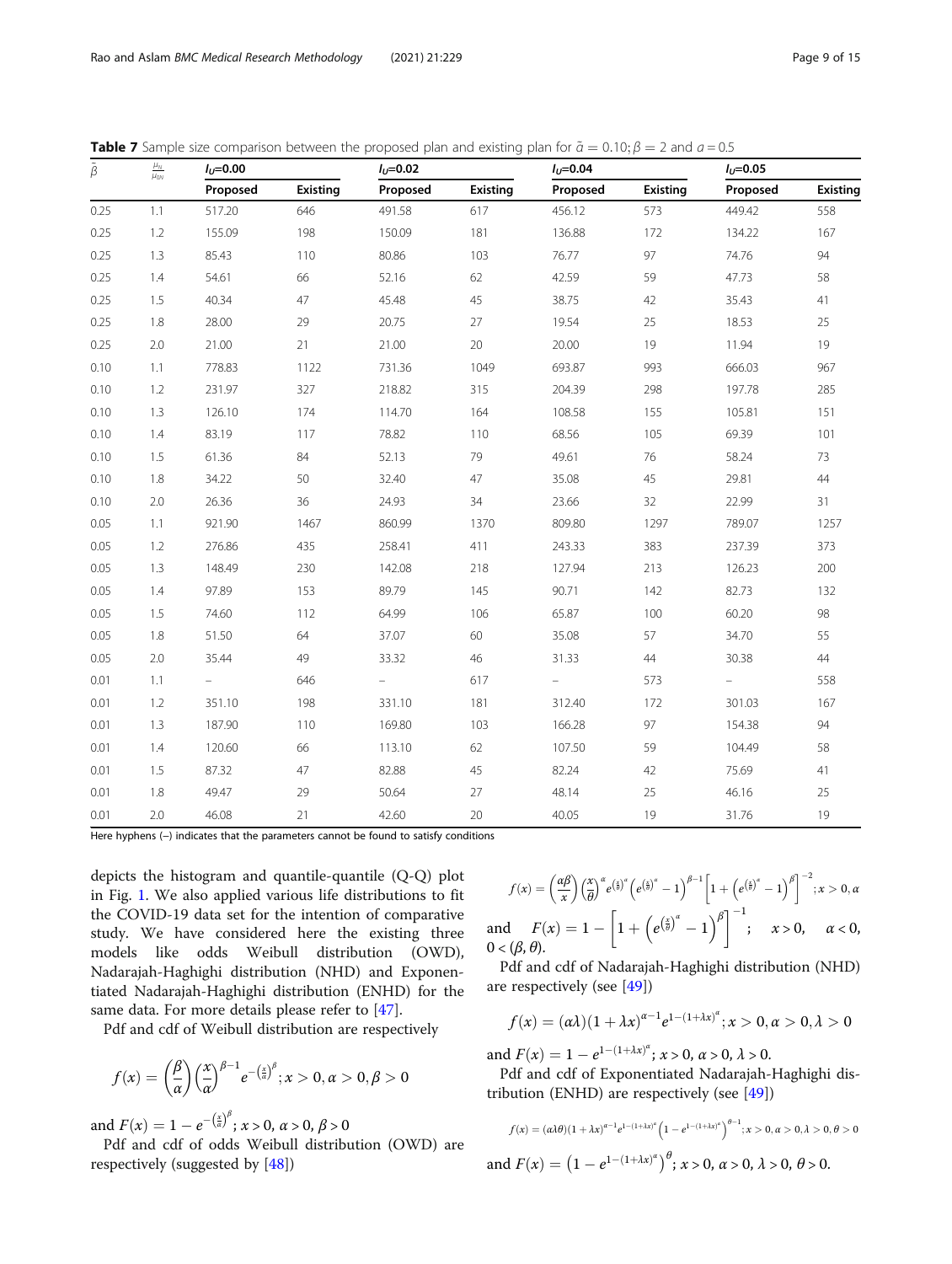**Table 7** Sample size comparison between the proposed plan and existing plan for $\tilde{\alpha} = 0.10; \beta = 2$ and $a = 0.5$

| $\tilde{\beta}$ | $\frac{\mu_{1i}}{\mu_{0i}}$ | $I_U$=0.00 | | $I_U$=0.02 | | $I_U$=0.04 | | $I_U$=0.05 | |
|---|---|---|---|---|---|---|---|---|---|
| | | Proposed | Existing | Proposed | Existing | Proposed | Existing | Proposed | Existing |
| 0.25 | 1.1 | 517.20 | 646 | 491.58 | 617 | 456.12 | 573 | 449.42 | 558 |
| 0.25 | 1.2 | 155.09 | 198 | 150.09 | 181 | 136.88 | 172 | 134.22 | 167 |
| 0.25 | 1.3 | 85.43 | 110 | 80.86 | 103 | 76.77 | 97 | 74.76 | 94 |
| 0.25 | 1.4 | 54.61 | 66 | 52.16 | 62 | 42.59 | 59 | 47.73 | 58 |
| 0.25 | 1.5 | 40.34 | 47 | 45.48 | 45 | 38.75 | 42 | 35.43 | 41 |
| 0.25 | 1.8 | 28.00 | 29 | 20.75 | 27 | 19.54 | 25 | 18.53 | 25 |
| 0.25 | 2.0 | 21.00 | 21 | 21.00 | 20 | 20.00 | 19 | 11.94 | 19 |
| 0.10 | 1.1 | 778.83 | 1122 | 731.36 | 1049 | 693.87 | 993 | 666.03 | 967 |
| 0.10 | 1.2 | 231.97 | 327 | 218.82 | 315 | 204.39 | 298 | 197.78 | 285 |
| 0.10 | 1.3 | 126.10 | 174 | 114.70 | 164 | 108.58 | 155 | 105.81 | 151 |
| 0.10 | 1.4 | 83.19 | 117 | 78.82 | 110 | 68.56 | 105 | 69.39 | 101 |
| 0.10 | 1.5 | 61.36 | 84 | 52.13 | 79 | 49.61 | 76 | 58.24 | 73 |
| 0.10 | 1.8 | 34.22 | 50 | 32.40 | 47 | 35.08 | 45 | 29.81 | 44 |
| 0.10 | 2.0 | 26.36 | 36 | 24.93 | 34 | 23.66 | 32 | 22.99 | 31 |
| 0.05 | 1.1 | 921.90 | 1467 | 860.99 | 1370 | 809.80 | 1297 | 789.07 | 1257 |
| 0.05 | 1.2 | 276.86 | 435 | 258.41 | 411 | 243.33 | 383 | 237.39 | 373 |
| 0.05 | 1.3 | 148.49 | 230 | 142.08 | 218 | 127.94 | 213 | 126.23 | 200 |
| 0.05 | 1.4 | 97.89 | 153 | 89.79 | 145 | 90.71 | 142 | 82.73 | 132 |
| 0.05 | 1.5 | 74.60 | 112 | 64.99 | 106 | 65.87 | 100 | 60.20 | 98 |
| 0.05 | 1.8 | 51.50 | 64 | 37.07 | 60 | 35.08 | 57 | 34.70 | 55 |
| 0.05 | 2.0 | 35.44 | 49 | 33.32 | 46 | 31.33 | 44 | 30.38 | 44 |
| 0.01 | 1.1 | – | 646 | – | 617 | – | 573 | – | 558 |
| 0.01 | 1.2 | 351.10 | 198 | 331.10 | 181 | 312.40 | 172 | 301.03 | 167 |
| 0.01 | 1.3 | 187.90 | 110 | 169.80 | 103 | 166.28 | 97 | 154.38 | 94 |
| 0.01 | 1.4 | 120.60 | 66 | 113.10 | 62 | 107.50 | 59 | 104.49 | 58 |
| 0.01 | 1.5 | 87.32 | 47 | 82.88 | 45 | 82.24 | 42 | 75.69 | 41 |
| 0.01 | 1.8 | 49.47 | 29 | 50.64 | 27 | 48.14 | 25 | 46.16 | 25 |
| 0.01 | 2.0 | 46.08 | 21 | 42.60 | 20 | 40.05 | 19 | 31.76 | 19 |

Here hyphens (–) indicates that the parameters cannot be found to satisfy conditions

depicts the histogram and quantile-quantile (Q-Q) plot in Fig. 1. We also applied various life distributions to fit the COVID-19 data set for the intention of comparative study. We have considered here the existing three models like odds Weibull distribution (OWD), Nadarajah-Haghighi distribution (NHD) and Exponentiated Nadarajah-Haghighi distribution (ENHD) for the same data. For more details please refer to [47].

Pdf and cdf of Weibull distribution are respectively

$$f(x) = \left(\frac{\beta}{\alpha}\right)\left(\frac{x}{\alpha}\right)^{\beta-1} e^{-\left(\frac{x}{\alpha}\right)^{\beta}}; x > 0, \alpha > 0, \beta > 0$$

and $F(x) = 1 - e^{-\left(\frac{x}{\alpha}\right)^{\beta}}$; $x > 0$, $\alpha > 0$, $\beta > 0$

Pdf and cdf of odds Weibull distribution (OWD) are respectively (suggested by [48])

$$f(x) = \left(\frac{\alpha\beta}{x}\right)\left(\frac{x}{\theta}\right)^{\alpha} e^{\left(\frac{x}{\theta}\right)^{\alpha}}\left(e^{\left(\frac{x}{\theta}\right)^{\alpha}} - 1\right)^{\beta-1}\left[1 + \left(e^{\left(\frac{x}{\theta}\right)^{\alpha}} - 1\right)^{\beta}\right]^{-2}; x > 0, \alpha$$

and $F(x) = 1 - \left[1 + \left(e^{\left(\frac{x}{\theta}\right)^{\alpha}} - 1\right)^{\beta}\right]^{-1}$; $x > 0$, $\alpha < 0$, $0 < (\beta, \theta)$.

Pdf and cdf of Nadarajah-Haghighi distribution (NHD) are respectively (see [49])

$$f(x) = (\alpha\lambda)(1 + \lambda x)^{\alpha-1} e^{1-(1+\lambda x)^{\alpha}}; x > 0, \alpha > 0, \lambda > 0$$

and $F(x) = 1 - e^{1-(1+\lambda x)^{\alpha}}$; $x > 0$, $\alpha > 0$, $\lambda > 0$.

Pdf and cdf of Exponentiated Nadarajah-Haghighi distribution (ENHD) are respectively (see [49])

$$f(x) = (\alpha\lambda\theta)(1 + \lambda x)^{\alpha-1} e^{1-(1+\lambda x)^{\alpha}}\left(1 - e^{1-(1+\lambda x)^{\alpha}}\right)^{\theta-1}; x > 0, \alpha > 0, \lambda > 0, \theta > 0$$

and $F(x) = \left(1 - e^{1-(1+\lambda x)^{\alpha}}\right)^{\theta}$; $x > 0$, $\alpha > 0$, $\lambda > 0$, $\theta > 0$.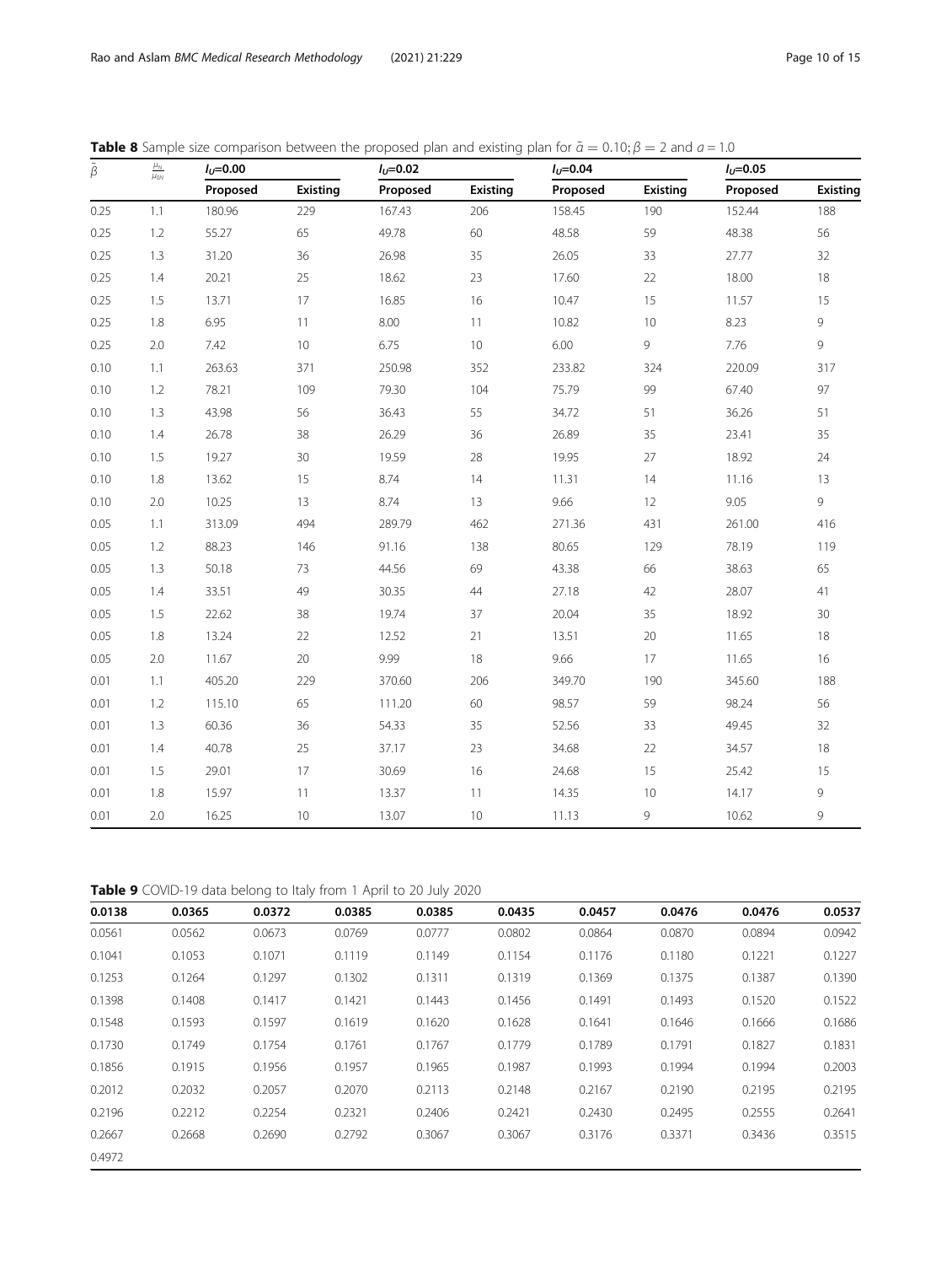**Table 8** Sample size comparison between the proposed plan and existing plan for $\tilde{\alpha} = 0.10; \beta = 2$ and $a = 1.0$

| $\tilde{\beta}$ | $\frac{\mu_{1L}}{\mu_{0N}}$ | $I_U$=0.00 | | $I_U$=0.02 | | $I_U$=0.04 | | $I_U$=0.05 | |
|---|---|---|---|---|---|---|---|---|---|
| | | **Proposed** | **Existing** | **Proposed** | **Existing** | **Proposed** | **Existing** | **Proposed** | **Existing** |
| 0.25 | 1.1 | 180.96 | 229 | 167.43 | 206 | 158.45 | 190 | 152.44 | 188 |
| 0.25 | 1.2 | 55.27 | 65 | 49.78 | 60 | 48.58 | 59 | 48.38 | 56 |
| 0.25 | 1.3 | 31.20 | 36 | 26.98 | 35 | 26.05 | 33 | 27.77 | 32 |
| 0.25 | 1.4 | 20.21 | 25 | 18.62 | 23 | 17.60 | 22 | 18.00 | 18 |
| 0.25 | 1.5 | 13.71 | 17 | 16.85 | 16 | 10.47 | 15 | 11.57 | 15 |
| 0.25 | 1.8 | 6.95 | 11 | 8.00 | 11 | 10.82 | 10 | 8.23 | 9 |
| 0.25 | 2.0 | 7.42 | 10 | 6.75 | 10 | 6.00 | 9 | 7.76 | 9 |
| 0.10 | 1.1 | 263.63 | 371 | 250.98 | 352 | 233.82 | 324 | 220.09 | 317 |
| 0.10 | 1.2 | 78.21 | 109 | 79.30 | 104 | 75.79 | 99 | 67.40 | 97 |
| 0.10 | 1.3 | 43.98 | 56 | 36.43 | 55 | 34.72 | 51 | 36.26 | 51 |
| 0.10 | 1.4 | 26.78 | 38 | 26.29 | 36 | 26.89 | 35 | 23.41 | 35 |
| 0.10 | 1.5 | 19.27 | 30 | 19.59 | 28 | 19.95 | 27 | 18.92 | 24 |
| 0.10 | 1.8 | 13.62 | 15 | 8.74 | 14 | 11.31 | 14 | 11.16 | 13 |
| 0.10 | 2.0 | 10.25 | 13 | 8.74 | 13 | 9.66 | 12 | 9.05 | 9 |
| 0.05 | 1.1 | 313.09 | 494 | 289.79 | 462 | 271.36 | 431 | 261.00 | 416 |
| 0.05 | 1.2 | 88.23 | 146 | 91.16 | 138 | 80.65 | 129 | 78.19 | 119 |
| 0.05 | 1.3 | 50.18 | 73 | 44.56 | 69 | 43.38 | 66 | 38.63 | 65 |
| 0.05 | 1.4 | 33.51 | 49 | 30.35 | 44 | 27.18 | 42 | 28.07 | 41 |
| 0.05 | 1.5 | 22.62 | 38 | 19.74 | 37 | 20.04 | 35 | 18.92 | 30 |
| 0.05 | 1.8 | 13.24 | 22 | 12.52 | 21 | 13.51 | 20 | 11.65 | 18 |
| 0.05 | 2.0 | 11.67 | 20 | 9.99 | 18 | 9.66 | 17 | 11.65 | 16 |
| 0.01 | 1.1 | 405.20 | 229 | 370.60 | 206 | 349.70 | 190 | 345.60 | 188 |
| 0.01 | 1.2 | 115.10 | 65 | 111.20 | 60 | 98.57 | 59 | 98.24 | 56 |
| 0.01 | 1.3 | 60.36 | 36 | 54.33 | 35 | 52.56 | 33 | 49.45 | 32 |
| 0.01 | 1.4 | 40.78 | 25 | 37.17 | 23 | 34.68 | 22 | 34.57 | 18 |
| 0.01 | 1.5 | 29.01 | 17 | 30.69 | 16 | 24.68 | 15 | 25.42 | 15 |
| 0.01 | 1.8 | 15.97 | 11 | 13.37 | 11 | 14.35 | 10 | 14.17 | 9 |
| 0.01 | 2.0 | 16.25 | 10 | 13.07 | 10 | 11.13 | 9 | 10.62 | 9 |

**Table 9** COVID-19 data belong to Italy from 1 April to 20 July 2020

| 0.0138 | 0.0365 | 0.0372 | 0.0385 | 0.0385 | 0.0435 | 0.0457 | 0.0476 | 0.0476 | 0.0537 |
|---|---|---|---|---|---|---|---|---|---|
| 0.0561 | 0.0562 | 0.0673 | 0.0769 | 0.0777 | 0.0802 | 0.0864 | 0.0870 | 0.0894 | 0.0942 |
| 0.1041 | 0.1053 | 0.1071 | 0.1119 | 0.1149 | 0.1154 | 0.1176 | 0.1180 | 0.1221 | 0.1227 |
| 0.1253 | 0.1264 | 0.1297 | 0.1302 | 0.1311 | 0.1319 | 0.1369 | 0.1375 | 0.1387 | 0.1390 |
| 0.1398 | 0.1408 | 0.1417 | 0.1421 | 0.1443 | 0.1456 | 0.1491 | 0.1493 | 0.1520 | 0.1522 |
| 0.1548 | 0.1593 | 0.1597 | 0.1619 | 0.1620 | 0.1628 | 0.1641 | 0.1646 | 0.1666 | 0.1686 |
| 0.1730 | 0.1749 | 0.1754 | 0.1761 | 0.1767 | 0.1779 | 0.1789 | 0.1791 | 0.1827 | 0.1831 |
| 0.1856 | 0.1915 | 0.1956 | 0.1957 | 0.1965 | 0.1987 | 0.1993 | 0.1994 | 0.1994 | 0.2003 |
| 0.2012 | 0.2032 | 0.2057 | 0.2070 | 0.2113 | 0.2148 | 0.2167 | 0.2190 | 0.2195 | 0.2195 |
| 0.2196 | 0.2212 | 0.2254 | 0.2321 | 0.2406 | 0.2421 | 0.2430 | 0.2495 | 0.2555 | 0.2641 |
| 0.2667 | 0.2668 | 0.2690 | 0.2792 | 0.3067 | 0.3067 | 0.3176 | 0.3371 | 0.3436 | 0.3515 |
| 0.4972 | | | | | | | | | |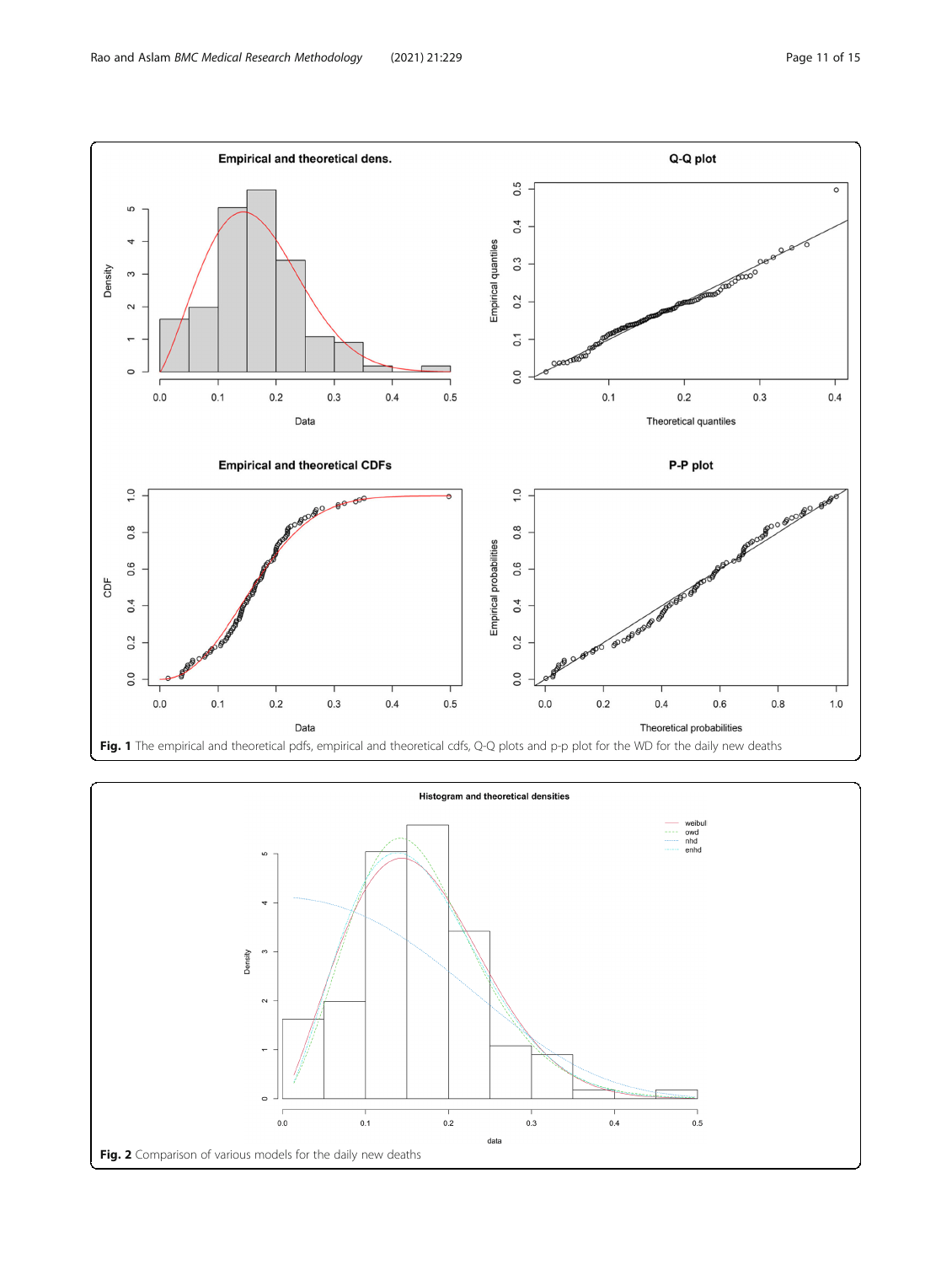**Fig. 1** The empirical and theoretical pdfs, empirical and theoretical cdfs, Q-Q plots and p-p plot for the WD for the daily new deaths

**Fig. 2** Comparison of various models for the daily new deaths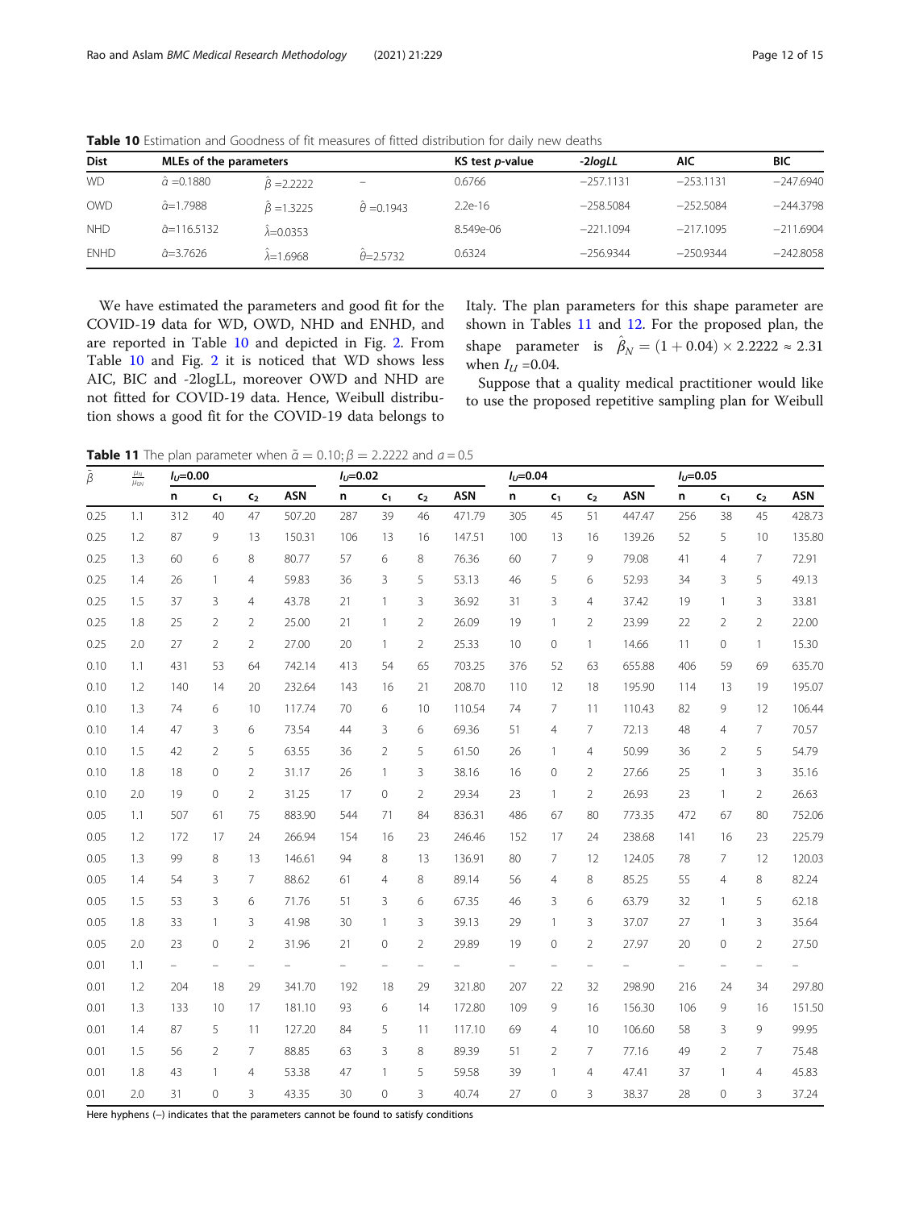**Table 10** Estimation and Goodness of fit measures of fitted distribution for daily new deaths

| Dist | MLEs of the parameters | | | KS test *p*-value | *-2logLL* | AIC | BIC |
|---|---|---|---|---|---|---|---|
| WD | $\hat{\alpha}$ =0.1880 | $\hat{\beta}$ =2.2222 | – | 0.6766 | −257.1131 | −253.1131 | −247.6940 |
| OWD | $\hat{\alpha}$=1.7988 | $\hat{\beta}$ =1.3225 | $\hat{\theta}$ =0.1943 | 2.2e-16 | −258.5084 | −252.5084 | −244.3798 |
| NHD | $\hat{\alpha}$=116.5132 | $\hat{\lambda}$=0.0353 | | 8.549e-06 | −221.1094 | −217.1095 | −211.6904 |
| ENHD | $\hat{\alpha}$=3.7626 | $\hat{\lambda}$=1.6968 | $\hat{\theta}$=2.5732 | 0.6324 | −256.9344 | −250.9344 | −242.8058 |

We have estimated the parameters and good fit for the COVID-19 data for WD, OWD, NHD and ENHD, and are reported in Table 10 and depicted in Fig. 2. From Table 10 and Fig. 2 it is noticed that WD shows less AIC, BIC and -2logLL, moreover OWD and NHD are not fitted for COVID-19 data. Hence, Weibull distribution shows a good fit for the COVID-19 data belongs to Italy. The plan parameters for this shape parameter are shown in Tables 11 and 12. For the proposed plan, the shape parameter is $\hat{\beta}_N = (1 + 0.04) \times 2.2222 \approx 2.31$ when $I_U$ =0.04.

Suppose that a quality medical practitioner would like to use the proposed repetitive sampling plan for Weibull

**Table 11** The plan parameter when $\tilde{\alpha} = 0.10; \beta = 2.2222$ and $a = 0.5$

| $\bar{\beta}$ | $\frac{\mu_0}{\mu_{0N}}$ | $I_U$=0.00 | | | | $I_U$=0.02 | | | | $I_U$=0.04 | | | | $I_U$=0.05 | | | |
|---|---|---|---|---|---|---|---|---|---|---|---|---|---|---|---|---|---|
| | | n | $c_1$ | $c_2$ | ASN | n | $c_1$ | $c_2$ | ASN | n | $c_1$ | $c_2$ | ASN | n | $c_1$ | $c_2$ | ASN |
| 0.25 | 1.1 | 312 | 40 | 47 | 507.20 | 287 | 39 | 46 | 471.79 | 305 | 45 | 51 | 447.47 | 256 | 38 | 45 | 428.73 |
| 0.25 | 1.2 | 87 | 9 | 13 | 150.31 | 106 | 13 | 16 | 147.51 | 100 | 13 | 16 | 139.26 | 52 | 5 | 10 | 135.80 |
| 0.25 | 1.3 | 60 | 6 | 8 | 80.77 | 57 | 6 | 8 | 76.36 | 60 | 7 | 9 | 79.08 | 41 | 4 | 7 | 72.91 |
| 0.25 | 1.4 | 26 | 1 | 4 | 59.83 | 36 | 3 | 5 | 53.13 | 46 | 5 | 6 | 52.93 | 34 | 3 | 5 | 49.13 |
| 0.25 | 1.5 | 37 | 3 | 4 | 43.78 | 21 | 1 | 3 | 36.92 | 31 | 3 | 4 | 37.42 | 19 | 1 | 3 | 33.81 |
| 0.25 | 1.8 | 25 | 2 | 2 | 25.00 | 21 | 1 | 2 | 26.09 | 19 | 1 | 2 | 23.99 | 22 | 2 | 2 | 22.00 |
| 0.25 | 2.0 | 27 | 2 | 2 | 27.00 | 20 | 1 | 2 | 25.33 | 10 | 0 | 1 | 14.66 | 11 | 0 | 1 | 15.30 |
| 0.10 | 1.1 | 431 | 53 | 64 | 742.14 | 413 | 54 | 65 | 703.25 | 376 | 52 | 63 | 655.88 | 406 | 59 | 69 | 635.70 |
| 0.10 | 1.2 | 140 | 14 | 20 | 232.64 | 143 | 16 | 21 | 208.70 | 110 | 12 | 18 | 195.90 | 114 | 13 | 19 | 195.07 |
| 0.10 | 1.3 | 74 | 6 | 10 | 117.74 | 70 | 6 | 10 | 110.54 | 74 | 7 | 11 | 110.43 | 82 | 9 | 12 | 106.44 |
| 0.10 | 1.4 | 47 | 3 | 6 | 73.54 | 44 | 3 | 6 | 69.36 | 51 | 4 | 7 | 72.13 | 48 | 4 | 7 | 70.57 |
| 0.10 | 1.5 | 42 | 2 | 5 | 63.55 | 36 | 2 | 5 | 61.50 | 26 | 1 | 4 | 50.99 | 36 | 2 | 5 | 54.79 |
| 0.10 | 1.8 | 18 | 0 | 2 | 31.17 | 26 | 1 | 3 | 38.16 | 16 | 0 | 2 | 27.66 | 25 | 1 | 3 | 35.16 |
| 0.10 | 2.0 | 19 | 0 | 2 | 31.25 | 17 | 0 | 2 | 29.34 | 23 | 1 | 2 | 26.93 | 23 | 1 | 2 | 26.63 |
| 0.05 | 1.1 | 507 | 61 | 75 | 883.90 | 544 | 71 | 84 | 836.31 | 486 | 67 | 80 | 773.35 | 472 | 67 | 80 | 752.06 |
| 0.05 | 1.2 | 172 | 17 | 24 | 266.94 | 154 | 16 | 23 | 246.46 | 152 | 17 | 24 | 238.68 | 141 | 16 | 23 | 225.79 |
| 0.05 | 1.3 | 99 | 8 | 13 | 146.61 | 94 | 8 | 13 | 136.91 | 80 | 7 | 12 | 124.05 | 78 | 7 | 12 | 120.03 |
| 0.05 | 1.4 | 54 | 3 | 7 | 88.62 | 61 | 4 | 8 | 89.14 | 56 | 4 | 8 | 85.25 | 55 | 4 | 8 | 82.24 |
| 0.05 | 1.5 | 53 | 3 | 6 | 71.76 | 51 | 3 | 6 | 67.35 | 46 | 3 | 6 | 63.79 | 32 | 1 | 5 | 62.18 |
| 0.05 | 1.8 | 33 | 1 | 3 | 41.98 | 30 | 1 | 3 | 39.13 | 29 | 1 | 3 | 37.07 | 27 | 1 | 3 | 35.64 |
| 0.05 | 2.0 | 23 | 0 | 2 | 31.96 | 21 | 0 | 2 | 29.89 | 19 | 0 | 2 | 27.97 | 20 | 0 | 2 | 27.50 |
| 0.01 | 1.1 | – | – | – | – | – | – | – | – | – | – | – | – | – | – | – | – |
| 0.01 | 1.2 | 204 | 18 | 29 | 341.70 | 192 | 18 | 29 | 321.80 | 207 | 22 | 32 | 298.90 | 216 | 24 | 34 | 297.80 |
| 0.01 | 1.3 | 133 | 10 | 17 | 181.10 | 93 | 6 | 14 | 172.80 | 109 | 9 | 16 | 156.30 | 106 | 9 | 16 | 151.50 |
| 0.01 | 1.4 | 87 | 5 | 11 | 127.20 | 84 | 5 | 11 | 117.10 | 69 | 4 | 10 | 106.60 | 58 | 3 | 9 | 99.95 |
| 0.01 | 1.5 | 56 | 2 | 7 | 88.85 | 63 | 3 | 8 | 89.39 | 51 | 2 | 7 | 77.16 | 49 | 2 | 7 | 75.48 |
| 0.01 | 1.8 | 43 | 1 | 4 | 53.38 | 47 | 1 | 5 | 59.58 | 39 | 1 | 4 | 47.41 | 37 | 1 | 4 | 45.83 |
| 0.01 | 2.0 | 31 | 0 | 3 | 43.35 | 30 | 0 | 3 | 40.74 | 27 | 0 | 3 | 38.37 | 28 | 0 | 3 | 37.24 |

Here hyphens (–) indicates that the parameters cannot be found to satisfy conditions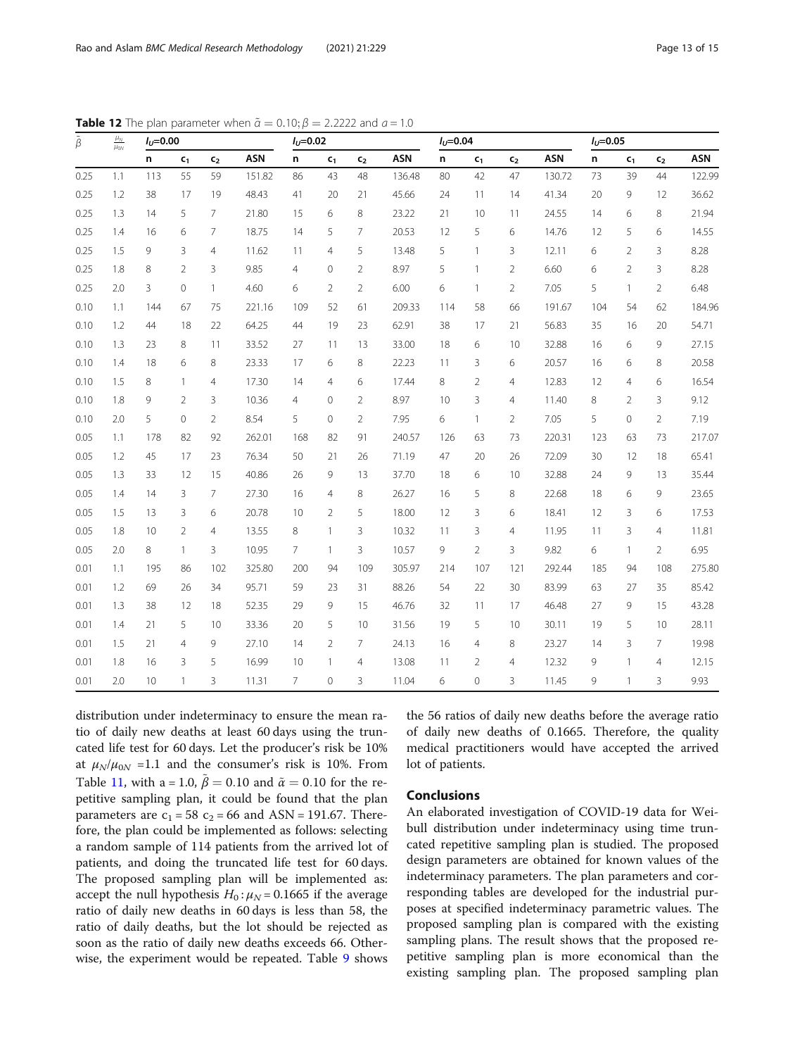**Table 12** The plan parameter when $\tilde{\alpha} = 0.10; \beta = 2.2222$ and $a = 1.0$

| $\tilde{\beta}$ | $\frac{\mu_N}{\mu_{0N}}$ | $I_U$=0.00 | | | | $I_U$=0.02 | | | | $I_U$=0.04 | | | | $I_U$=0.05 | | | |
|---|---|---|---|---|---|---|---|---|---|---|---|---|---|---|---|---|---|
| | | n | $c_1$ | $c_2$ | ASN | n | $c_1$ | $c_2$ | ASN | n | $c_1$ | $c_2$ | ASN | n | $c_1$ | $c_2$ | ASN |
| 0.25 | 1.1 | 113 | 55 | 59 | 151.82 | 86 | 43 | 48 | 136.48 | 80 | 42 | 47 | 130.72 | 73 | 39 | 44 | 122.99 |
| 0.25 | 1.2 | 38 | 17 | 19 | 48.43 | 41 | 20 | 21 | 45.66 | 24 | 11 | 14 | 41.34 | 20 | 9 | 12 | 36.62 |
| 0.25 | 1.3 | 14 | 5 | 7 | 21.80 | 15 | 6 | 8 | 23.22 | 21 | 10 | 11 | 24.55 | 14 | 6 | 8 | 21.94 |
| 0.25 | 1.4 | 16 | 6 | 7 | 18.75 | 14 | 5 | 7 | 20.53 | 12 | 5 | 6 | 14.76 | 12 | 5 | 6 | 14.55 |
| 0.25 | 1.5 | 9 | 3 | 4 | 11.62 | 11 | 4 | 5 | 13.48 | 5 | 1 | 3 | 12.11 | 6 | 2 | 3 | 8.28 |
| 0.25 | 1.8 | 8 | 2 | 3 | 9.85 | 4 | 0 | 2 | 8.97 | 5 | 1 | 2 | 6.60 | 6 | 2 | 3 | 8.28 |
| 0.25 | 2.0 | 3 | 0 | 1 | 4.60 | 6 | 2 | 2 | 6.00 | 6 | 1 | 2 | 7.05 | 5 | 1 | 2 | 6.48 |
| 0.10 | 1.1 | 144 | 67 | 75 | 221.16 | 109 | 52 | 61 | 209.33 | 114 | 58 | 66 | 191.67 | 104 | 54 | 62 | 184.96 |
| 0.10 | 1.2 | 44 | 18 | 22 | 64.25 | 44 | 19 | 23 | 62.91 | 38 | 17 | 21 | 56.83 | 35 | 16 | 20 | 54.71 |
| 0.10 | 1.3 | 23 | 8 | 11 | 33.52 | 27 | 11 | 13 | 33.00 | 18 | 6 | 10 | 32.88 | 16 | 6 | 9 | 27.15 |
| 0.10 | 1.4 | 18 | 6 | 8 | 23.33 | 17 | 6 | 8 | 22.23 | 11 | 3 | 6 | 20.57 | 16 | 6 | 8 | 20.58 |
| 0.10 | 1.5 | 8 | 1 | 4 | 17.30 | 14 | 4 | 6 | 17.44 | 8 | 2 | 4 | 12.83 | 12 | 4 | 6 | 16.54 |
| 0.10 | 1.8 | 9 | 2 | 3 | 10.36 | 4 | 0 | 2 | 8.97 | 10 | 3 | 4 | 11.40 | 8 | 2 | 3 | 9.12 |
| 0.10 | 2.0 | 5 | 0 | 2 | 8.54 | 5 | 0 | 2 | 7.95 | 6 | 1 | 2 | 7.05 | 5 | 0 | 2 | 7.19 |
| 0.05 | 1.1 | 178 | 82 | 92 | 262.01 | 168 | 82 | 91 | 240.57 | 126 | 63 | 73 | 220.31 | 123 | 63 | 73 | 217.07 |
| 0.05 | 1.2 | 45 | 17 | 23 | 76.34 | 50 | 21 | 26 | 71.19 | 47 | 20 | 26 | 72.09 | 30 | 12 | 18 | 65.41 |
| 0.05 | 1.3 | 33 | 12 | 15 | 40.86 | 26 | 9 | 13 | 37.70 | 18 | 6 | 10 | 32.88 | 24 | 9 | 13 | 35.44 |
| 0.05 | 1.4 | 14 | 3 | 7 | 27.30 | 16 | 4 | 8 | 26.27 | 16 | 5 | 8 | 22.68 | 18 | 6 | 9 | 23.65 |
| 0.05 | 1.5 | 13 | 3 | 6 | 20.78 | 10 | 2 | 5 | 18.00 | 12 | 3 | 6 | 18.41 | 12 | 3 | 6 | 17.53 |
| 0.05 | 1.8 | 10 | 2 | 4 | 13.55 | 8 | 1 | 3 | 10.32 | 11 | 3 | 4 | 11.95 | 11 | 3 | 4 | 11.81 |
| 0.05 | 2.0 | 8 | 1 | 3 | 10.95 | 7 | 1 | 3 | 10.57 | 9 | 2 | 3 | 9.82 | 6 | 1 | 2 | 6.95 |
| 0.01 | 1.1 | 195 | 86 | 102 | 325.80 | 200 | 94 | 109 | 305.97 | 214 | 107 | 121 | 292.44 | 185 | 94 | 108 | 275.80 |
| 0.01 | 1.2 | 69 | 26 | 34 | 95.71 | 59 | 23 | 31 | 88.26 | 54 | 22 | 30 | 83.99 | 63 | 27 | 35 | 85.42 |
| 0.01 | 1.3 | 38 | 12 | 18 | 52.35 | 29 | 9 | 15 | 46.76 | 32 | 11 | 17 | 46.48 | 27 | 9 | 15 | 43.28 |
| 0.01 | 1.4 | 21 | 5 | 10 | 33.36 | 20 | 5 | 10 | 31.56 | 19 | 5 | 10 | 30.11 | 19 | 5 | 10 | 28.11 |
| 0.01 | 1.5 | 21 | 4 | 9 | 27.10 | 14 | 2 | 7 | 24.13 | 16 | 4 | 8 | 23.27 | 14 | 3 | 7 | 19.98 |
| 0.01 | 1.8 | 16 | 3 | 5 | 16.99 | 10 | 1 | 4 | 13.08 | 11 | 2 | 4 | 12.32 | 9 | 1 | 4 | 12.15 |
| 0.01 | 2.0 | 10 | 1 | 3 | 11.31 | 7 | 0 | 3 | 11.04 | 6 | 0 | 3 | 11.45 | 9 | 1 | 3 | 9.93 |

distribution under indeterminacy to ensure the mean ratio of daily new deaths at least 60 days using the truncated life test for 60 days. Let the producer's risk be 10% at $\mu_N/\mu_{0N}$ =1.1 and the consumer's risk is 10%. From Table 11, with a = 1.0, $\tilde{\beta} = 0.10$ and $\tilde{\alpha} = 0.10$ for the repetitive sampling plan, it could be found that the plan parameters are $c_1 = 58$ $c_2 = 66$ and ASN = 191.67. Therefore, the plan could be implemented as follows: selecting a random sample of 114 patients from the arrived lot of patients, and doing the truncated life test for 60 days. The proposed sampling plan will be implemented as: accept the null hypothesis $H_0: \mu_N = 0.1665$ if the average ratio of daily new deaths in 60 days is less than 58, the ratio of daily deaths, but the lot should be rejected as soon as the ratio of daily new deaths exceeds 66. Otherwise, the experiment would be repeated. Table 9 shows the 56 ratios of daily new deaths before the average ratio of daily new deaths of 0.1665. Therefore, the quality medical practitioners would have accepted the arrived lot of patients.

## Conclusions

An elaborated investigation of COVID-19 data for Weibull distribution under indeterminacy using time truncated repetitive sampling plan is studied. The proposed design parameters are obtained for known values of the indeterminacy parameters. The plan parameters and corresponding tables are developed for the industrial purposes at specified indeterminacy parametric values. The proposed sampling plan is compared with the existing sampling plans. The result shows that the proposed repetitive sampling plan is more economical than the existing sampling plan. The proposed sampling plan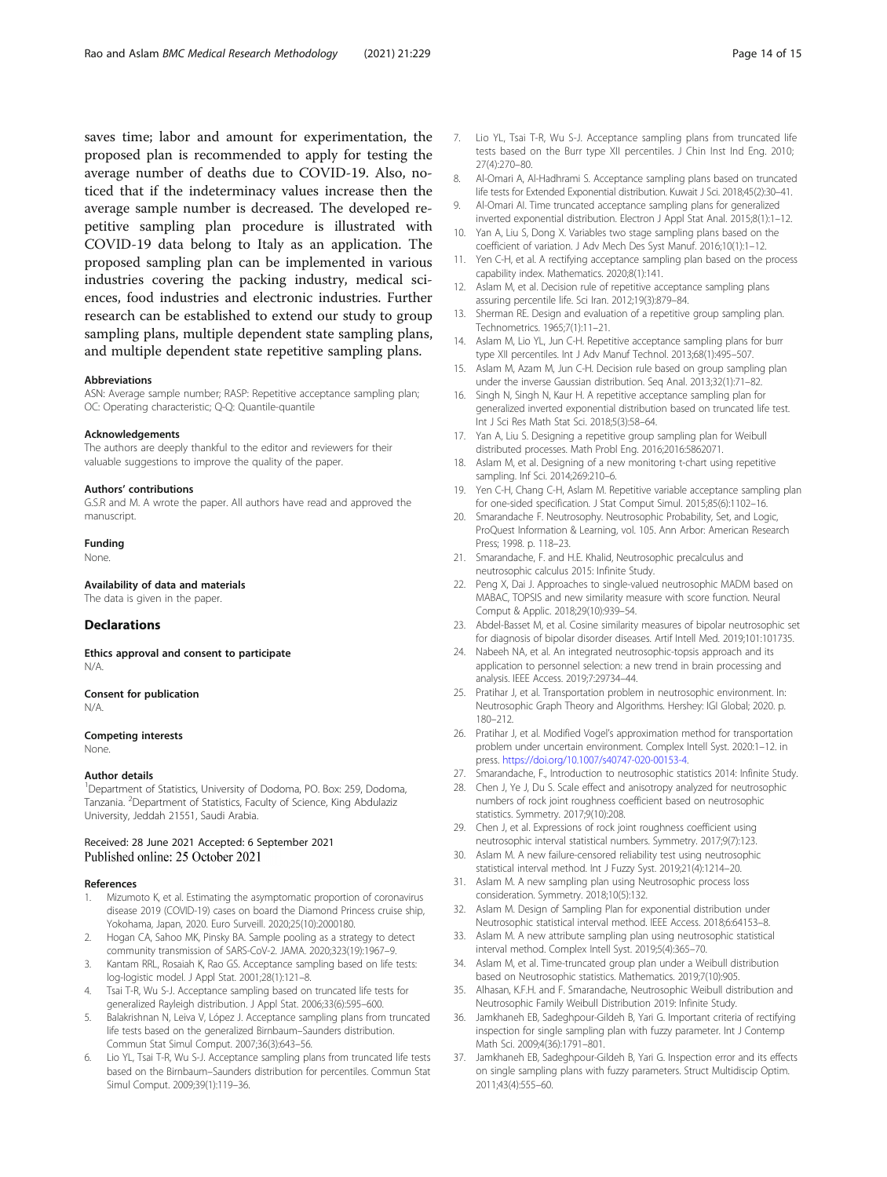saves time; labor and amount for experimentation, the proposed plan is recommended to apply for testing the average number of deaths due to COVID-19. Also, noticed that if the indeterminacy values increase then the average sample number is decreased. The developed repetitive sampling plan procedure is illustrated with COVID-19 data belong to Italy as an application. The proposed sampling plan can be implemented in various industries covering the packing industry, medical sciences, food industries and electronic industries. Further research can be established to extend our study to group sampling plans, multiple dependent state sampling plans, and multiple dependent state repetitive sampling plans.

#### Abbreviations

ASN: Average sample number; RASP: Repetitive acceptance sampling plan; OC: Operating characteristic; Q-Q: Quantile-quantile

#### Acknowledgements

The authors are deeply thankful to the editor and reviewers for their valuable suggestions to improve the quality of the paper.

#### Authors' contributions

G.S.R and M. A wrote the paper. All authors have read and approved the manuscript.

#### Funding

None.

#### Availability of data and materials

The data is given in the paper.

## Declarations

#### Ethics approval and consent to participate

N/A.

#### Consent for publication

N/A.

#### Competing interests

None.

#### Author details

[1]Department of Statistics, University of Dodoma, PO. Box: 259, Dodoma, Tanzania. [2]Department of Statistics, Faculty of Science, King Abdulaziz University, Jeddah 21551, Saudi Arabia.

Received: 28 June 2021 Accepted: 6 September 2021
Published online: 25 October 2021

#### References

1. Mizumoto K, et al. Estimating the asymptomatic proportion of coronavirus disease 2019 (COVID-19) cases on board the Diamond Princess cruise ship, Yokohama, Japan, 2020. Euro Surveill. 2020;25(10):2000180.
2. Hogan CA, Sahoo MK, Pinsky BA. Sample pooling as a strategy to detect community transmission of SARS-CoV-2. JAMA. 2020;323(19):1967–9.
3. Kantam RRL, Rosaiah K, Rao GS. Acceptance sampling based on life tests: log-logistic model. J Appl Stat. 2001;28(1):121–8.
4. Tsai T-R, Wu S-J. Acceptance sampling based on truncated life tests for generalized Rayleigh distribution. J Appl Stat. 2006;33(6):595–600.
5. Balakrishnan N, Leiva V, López J. Acceptance sampling plans from truncated life tests based on the generalized Birnbaum–Saunders distribution. Commun Stat Simul Comput. 2007;36(3):643–56.
6. Lio YL, Tsai T-R, Wu S-J. Acceptance sampling plans from truncated life tests based on the Birnbaum–Saunders distribution for percentiles. Commun Stat Simul Comput. 2009;39(1):119–36.
7. Lio YL, Tsai T-R, Wu S-J. Acceptance sampling plans from truncated life tests based on the Burr type XII percentiles. J Chin Inst Ind Eng. 2010; 27(4):270–80.
8. Al-Omari A, Al-Hadhrami S. Acceptance sampling plans based on truncated life tests for Extended Exponential distribution. Kuwait J Sci. 2018;45(2):30–41.
9. Al-Omari AI. Time truncated acceptance sampling plans for generalized inverted exponential distribution. Electron J Appl Stat Anal. 2015;8(1):1–12.
10. Yan A, Liu S, Dong X. Variables two stage sampling plans based on the coefficient of variation. J Adv Mech Des Syst Manuf. 2016;10(1):1–12.
11. Yen C-H, et al. A rectifying acceptance sampling plan based on the process capability index. Mathematics. 2020;8(1):141.
12. Aslam M, et al. Decision rule of repetitive acceptance sampling plans assuring percentile life. Sci Iran. 2012;19(3):879–84.
13. Sherman RE. Design and evaluation of a repetitive group sampling plan. Technometrics. 1965;7(1):11–21.
14. Aslam M, Lio YL, Jun C-H. Repetitive acceptance sampling plans for burr type XII percentiles. Int J Adv Manuf Technol. 2013;68(1):495–507.
15. Aslam M, Azam M, Jun C-H. Decision rule based on group sampling plan under the inverse Gaussian distribution. Seq Anal. 2013;32(1):71–82.
16. Singh N, Singh N, Kaur H. A repetitive acceptance sampling plan for generalized inverted exponential distribution based on truncated life test. Int J Sci Res Math Stat Sci. 2018;5(3):58–64.
17. Yan A, Liu S. Designing a repetitive group sampling plan for Weibull distributed processes. Math Probl Eng. 2016;2016:5862071.
18. Aslam M, et al. Designing of a new monitoring t-chart using repetitive sampling. Inf Sci. 2014;269:210–6.
19. Yen C-H, Chang C-H, Aslam M. Repetitive variable acceptance sampling plan for one-sided specification. J Stat Comput Simul. 2015;85(6):1102–16.
20. Smarandache F. Neutrosophy. Neutrosophic Probability, Set, and Logic, ProQuest Information & Learning, vol. 105. Ann Arbor: American Research Press; 1998. p. 118–23.
21. Smarandache, F. and H.E. Khalid, Neutrosophic precalculus and neutrosophic calculus 2015: Infinite Study.
22. Peng X, Dai J. Approaches to single-valued neutrosophic MADM based on MABAC, TOPSIS and new similarity measure with score function. Neural Comput & Applic. 2018;29(10):939–54.
23. Abdel-Basset M, et al. Cosine similarity measures of bipolar neutrosophic set for diagnosis of bipolar disorder diseases. Artif Intell Med. 2019;101:101735.
24. Nabeeh NA, et al. An integrated neutrosophic-topsis approach and its application to personnel selection: a new trend in brain processing and analysis. IEEE Access. 2019;7:29734–44.
25. Pratihar J, et al. Transportation problem in neutrosophic environment. In: Neutrosophic Graph Theory and Algorithms. Hershey: IGI Global; 2020. p. 180–212.
26. Pratihar J, et al. Modified Vogel's approximation method for transportation problem under uncertain environment. Complex Intell Syst. 2020:1–12. in press. https://doi.org/10.1007/s40747-020-00153-4.
27. Smarandache, F., Introduction to neutrosophic statistics 2014: Infinite Study.
28. Chen J, Ye J, Du S. Scale effect and anisotropy analyzed for neutrosophic numbers of rock joint roughness coefficient based on neutrosophic statistics. Symmetry. 2017;9(10):208.
29. Chen J, et al. Expressions of rock joint roughness coefficient using neutrosophic interval statistical numbers. Symmetry. 2017;9(7):123.
30. Aslam M. A new failure-censored reliability test using neutrosophic statistical interval method. Int J Fuzzy Syst. 2019;21(4):1214–20.
31. Aslam M. A new sampling plan using Neutrosophic process loss consideration. Symmetry. 2018;10(5):132.
32. Aslam M. Design of Sampling Plan for exponential distribution under Neutrosophic statistical interval method. IEEE Access. 2018;6:64153–8.
33. Aslam M. A new attribute sampling plan using neutrosophic statistical interval method. Complex Intell Syst. 2019;5(4):365–70.
34. Aslam M, et al. Time-truncated group plan under a Weibull distribution based on Neutrosophic statistics. Mathematics. 2019;7(10):905.
35. Alhasan, K.F.H. and F. Smarandache, Neutrosophic Weibull distribution and Neutrosophic Family Weibull Distribution 2019: Infinite Study.
36. Jamkhaneh EB, Sadeghpour-Gildeh B, Yari G. Important criteria of rectifying inspection for single sampling plan with fuzzy parameter. Int J Contemp Math Sci. 2009;4(36):1791–801.
37. Jamkhaneh EB, Sadeghpour-Gildeh B, Yari G. Inspection error and its effects on single sampling plans with fuzzy parameters. Struct Multidiscip Optim. 2011;43(4):555–60.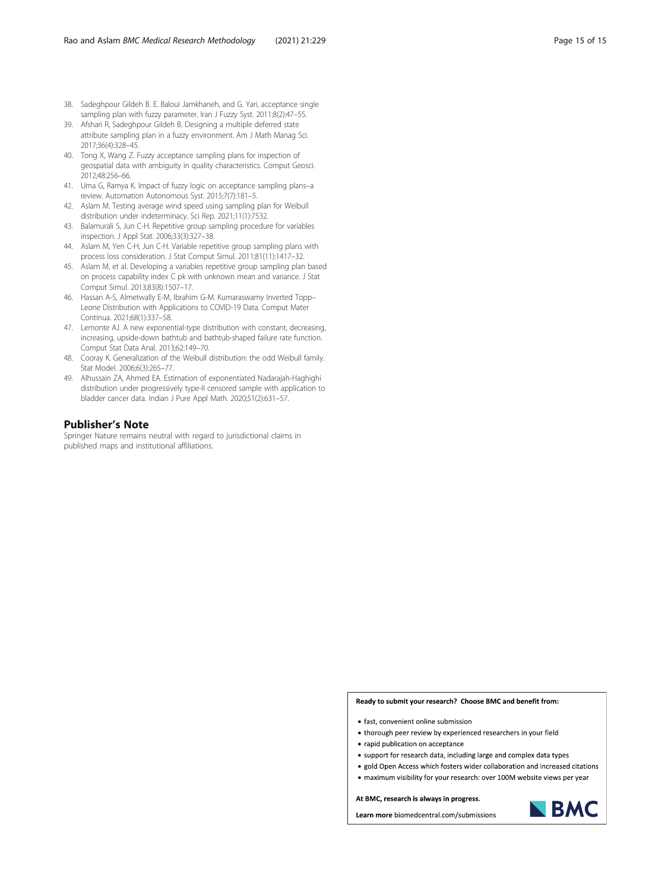38. Sadeghpour Gildeh B. E. Baloui Jamkhaneh, and G. Yari, acceptance single sampling plan with fuzzy parameter. Iran J Fuzzy Syst. 2011;8(2):47–55.
39. Afshari R, Sadeghpour Gildeh B. Designing a multiple deferred state attribute sampling plan in a fuzzy environment. Am J Math Manag Sci. 2017;36(4):328–45.
40. Tong X, Wang Z. Fuzzy acceptance sampling plans for inspection of geospatial data with ambiguity in quality characteristics. Comput Geosci. 2012;48:256–66.
41. Uma G, Ramya K. Impact of fuzzy logic on acceptance sampling plans–a review. Automation Autonomous Syst. 2015;7(7):181–5.
42. Aslam M. Testing average wind speed using sampling plan for Weibull distribution under indeterminacy. Sci Rep. 2021;11(1):7532.
43. Balamurali S, Jun C-H. Repetitive group sampling procedure for variables inspection. J Appl Stat. 2006;33(3):327–38.
44. Aslam M, Yen C-H, Jun C-H. Variable repetitive group sampling plans with process loss consideration. J Stat Comput Simul. 2011;81(11):1417–32.
45. Aslam M, et al. Developing a variables repetitive group sampling plan based on process capability index C pk with unknown mean and variance. J Stat Comput Simul. 2013;83(8):1507–17.
46. Hassan A-S, Almetwally E-M, Ibrahim G-M. Kumaraswamy Inverted Topp–Leone Distribution with Applications to COVID-19 Data. Comput Mater Continua. 2021;68(1):337–58.
47. Lemonte AJ. A new exponential-type distribution with constant, decreasing, increasing, upside-down bathtub and bathtub-shaped failure rate function. Comput Stat Data Anal. 2013;62:149–70.
48. Cooray K. Generalization of the Weibull distribution: the odd Weibull family. Stat Model. 2006;6(3):265–77.
49. Alhussain ZA, Ahmed EA. Estimation of exponentiated Nadarajah-Haghighi distribution under progressively type-II censored sample with application to bladder cancer data. Indian J Pure Appl Math. 2020;51(2):631–57.

## Publisher's Note

Springer Nature remains neutral with regard to jurisdictional claims in published maps and institutional affiliations.

**Ready to submit your research? Choose BMC and benefit from:**

- fast, convenient online submission
- thorough peer review by experienced researchers in your field
- rapid publication on acceptance
- support for research data, including large and complex data types
- gold Open Access which fosters wider collaboration and increased citations
- maximum visibility for your research: over 100M website views per year

**At BMC, research is always in progress.**

**Learn more** biomedcentral.com/submissions

BMC